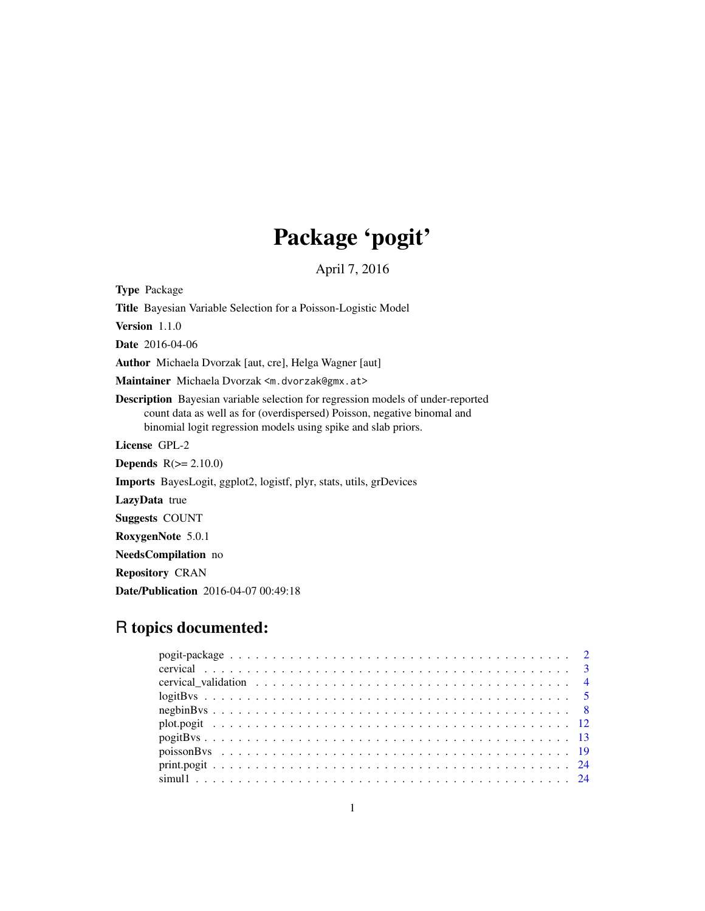# Package 'pogit'

April 7, 2016

**Type** Package

**Title** Bayesian Variable Selection for a Poisson-Logistic Model

**Version** 1.1.0

**Date** 2016-04-06

**Author** Michaela Dvorzak [aut, cre], Helga Wagner [aut]

**Maintainer** Michaela Dvorzak <m.dvorzak@gmx.at>

**Description** Bayesian variable selection for regression models of under-reported count data as well as for (overdispersed) Poisson, negative binomal and binomial logit regression models using spike and slab priors.

**License** GPL-2

**Depends** R(>= 2.10.0)

**Imports** BayesLogit, ggplot2, logistf, plyr, stats, utils, grDevices

**LazyData** true

**Suggests** COUNT

**RoxygenNote** 5.0.1

**NeedsCompilation** no

**Repository** CRAN

**Date/Publication** 2016-04-07 00:49:18

## R topics documented:

- pogit-package . . . . . . . . . . . . . . . . . . . . . . . . . . . . . . . . . . . . . . . 2
- cervical . . . . . . . . . . . . . . . . . . . . . . . . . . . . . . . . . . . . . . . . . . 3
- cervical_validation . . . . . . . . . . . . . . . . . . . . . . . . . . . . . . . . . . . . 4
- logitBvs . . . . . . . . . . . . . . . . . . . . . . . . . . . . . . . . . . . . . . . . . . 5
- negbinBvs . . . . . . . . . . . . . . . . . . . . . . . . . . . . . . . . . . . . . . . . . 8
- plot.pogit . . . . . . . . . . . . . . . . . . . . . . . . . . . . . . . . . . . . . . . . . 12
- pogitBvs . . . . . . . . . . . . . . . . . . . . . . . . . . . . . . . . . . . . . . . . . . 13
- poissonBvs . . . . . . . . . . . . . . . . . . . . . . . . . . . . . . . . . . . . . . . . 19
- print.pogit . . . . . . . . . . . . . . . . . . . . . . . . . . . . . . . . . . . . . . . . 24
- simul1 . . . . . . . . . . . . . . . . . . . . . . . . . . . . . . . . . . . . . . . . . . . 24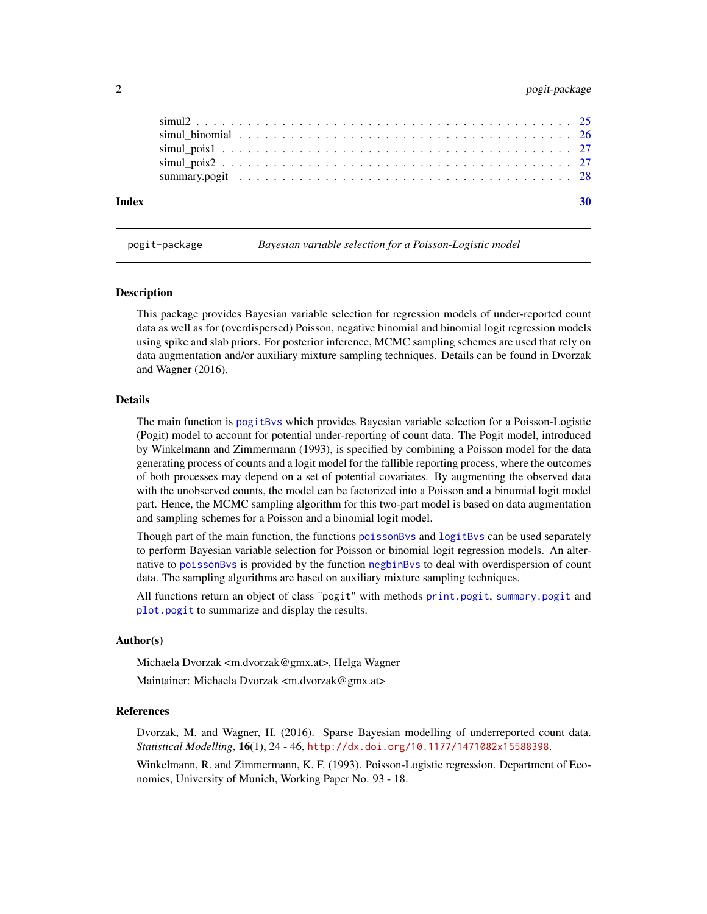simul2 . . . . . . . . . . . . . . . . . . . . . . . . . . . . . . . . . . . . . . . . . . 25
simul_binomial . . . . . . . . . . . . . . . . . . . . . . . . . . . . . . . . . . . . . 26
simul_pois1 . . . . . . . . . . . . . . . . . . . . . . . . . . . . . . . . . . . . . . . 27
simul_pois2 . . . . . . . . . . . . . . . . . . . . . . . . . . . . . . . . . . . . . . . 27
summary.pogit . . . . . . . . . . . . . . . . . . . . . . . . . . . . . . . . . . . . . . 28

**Index** **30**

---

pogit-package *Bayesian variable selection for a Poisson-Logistic model*

---

## Description

This package provides Bayesian variable selection for regression models of under-reported count data as well as for (overdispersed) Poisson, negative binomial and binomial logit regression models using spike and slab priors. For posterior inference, MCMC sampling schemes are used that rely on data augmentation and/or auxiliary mixture sampling techniques. Details can be found in Dvorzak and Wagner (2016).

## Details

The main function is `pogitBvs` which provides Bayesian variable selection for a Poisson-Logistic (Pogit) model to account for potential under-reporting of count data. The Pogit model, introduced by Winkelmann and Zimmermann (1993), is specified by combining a Poisson model for the data generating process of counts and a logit model for the fallible reporting process, where the outcomes of both processes may depend on a set of potential covariates. By augmenting the observed data with the unobserved counts, the model can be factorized into a Poisson and a binomial logit model part. Hence, the MCMC sampling algorithm for this two-part model is based on data augmentation and sampling schemes for a Poisson and a binomial logit model.

Though part of the main function, the functions `poissonBvs` and `logitBvs` can be used separately to perform Bayesian variable selection for Poisson or binomial logit regression models. An alternative to `poissonBvs` is provided by the function `negbinBvs` to deal with overdispersion of count data. The sampling algorithms are based on auxiliary mixture sampling techniques.

All functions return an object of class "pogit" with methods `print.pogit`, `summary.pogit` and `plot.pogit` to summarize and display the results.

## Author(s)

Michaela Dvorzak <m.dvorzak@gmx.at>, Helga Wagner

Maintainer: Michaela Dvorzak <m.dvorzak@gmx.at>

## References

Dvorzak, M. and Wagner, H. (2016). Sparse Bayesian modelling of underreported count data. *Statistical Modelling*, **16**(1), 24 - 46, http://dx.doi.org/10.1177/1471082x15588398.

Winkelmann, R. and Zimmermann, K. F. (1993). Poisson-Logistic regression. Department of Economics, University of Munich, Working Paper No. 93 - 18.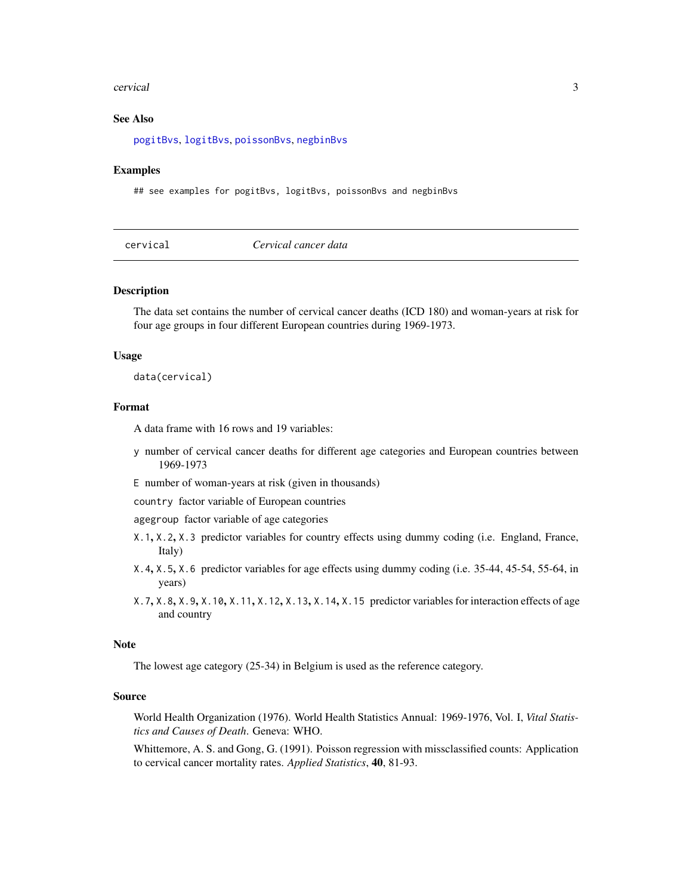## See Also

`pogitBvs`, `logitBvs`, `poissonBvs`, `negbinBvs`

## Examples

```
## see examples for pogitBvs, logitBvs, poissonBvs and negbinBvs
```

---

# cervical — *Cervical cancer data*

## Description

The data set contains the number of cervical cancer deaths (ICD 180) and woman-years at risk for four age groups in four different European countries during 1969-1973.

## Usage

```
data(cervical)
```

## Format

A data frame with 16 rows and 19 variables:

- `y` number of cervical cancer deaths for different age categories and European countries between 1969-1973
- `E` number of woman-years at risk (given in thousands)
- `country` factor variable of European countries
- `agegroup` factor variable of age categories
- `X.1`, `X.2`, `X.3` predictor variables for country effects using dummy coding (i.e. England, France, Italy)
- `X.4`, `X.5`, `X.6` predictor variables for age effects using dummy coding (i.e. 35-44, 45-54, 55-64, in years)
- `X.7`, `X.8`, `X.9`, `X.10`, `X.11`, `X.12`, `X.13`, `X.14`, `X.15` predictor variables for interaction effects of age and country

## Note

The lowest age category (25-34) in Belgium is used as the reference category.

## Source

World Health Organization (1976). World Health Statistics Annual: 1969-1976, Vol. I, *Vital Statistics and Causes of Death*. Geneva: WHO.

Whittemore, A. S. and Gong, G. (1991). Poisson regression with missclassified counts: Application to cervical cancer mortality rates. *Applied Statistics*, **40**, 81-93.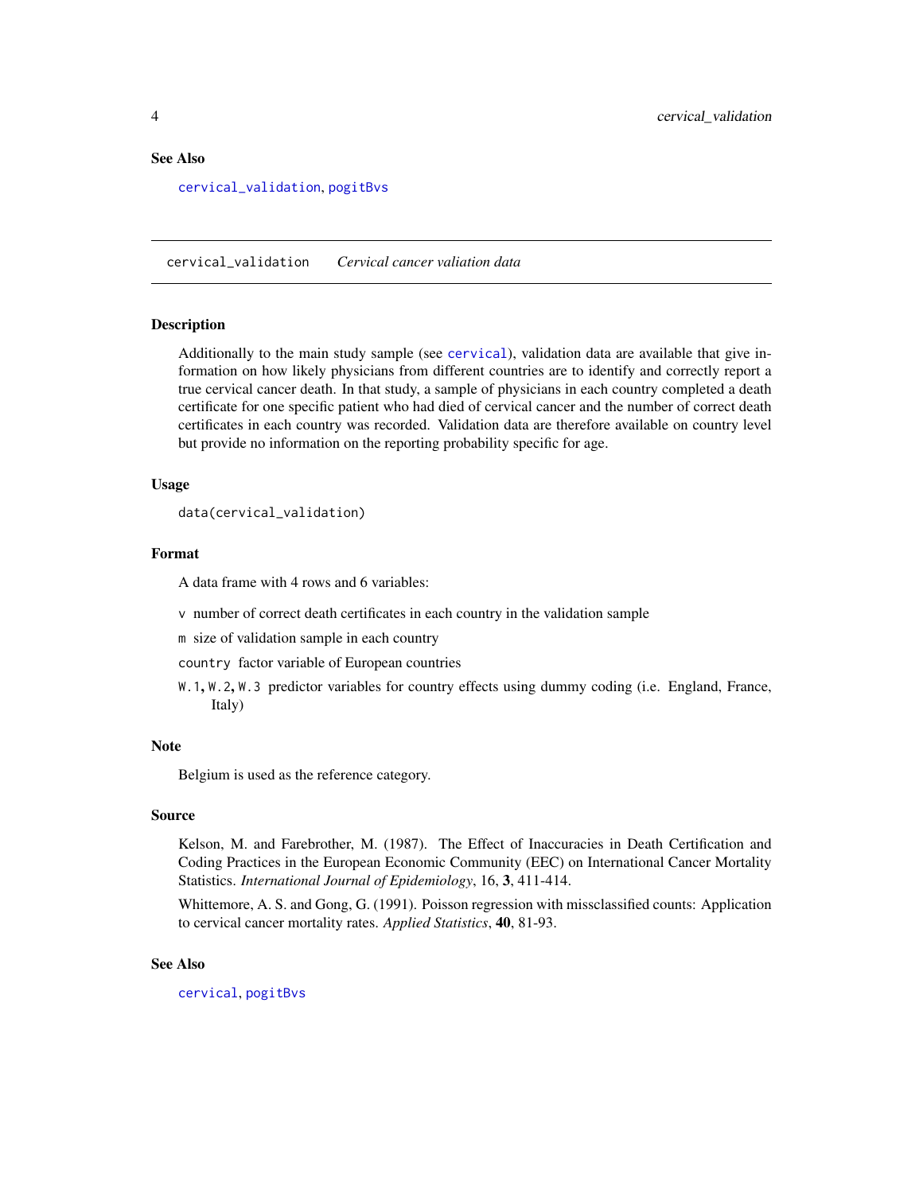### See Also

`cervical_validation`, `pogitBvs`

---

## cervical_validation *Cervical cancer valiation data*

### Description

Additionally to the main study sample (see `cervical`), validation data are available that give information on how likely physicians from different countries are to identify and correctly report a true cervical cancer death. In that study, a sample of physicians in each country completed a death certificate for one specific patient who had died of cervical cancer and the number of correct death certificates in each country was recorded. Validation data are therefore available on country level but provide no information on the reporting probability specific for age.

### Usage

```
data(cervical_validation)
```

### Format

A data frame with 4 rows and 6 variables:

- `v` number of correct death certificates in each country in the validation sample
- `m` size of validation sample in each country
- `country` factor variable of European countries
- `W.1`, `W.2`, `W.3` predictor variables for country effects using dummy coding (i.e. England, France, Italy)

### Note

Belgium is used as the reference category.

### Source

Kelson, M. and Farebrother, M. (1987). The Effect of Inaccuracies in Death Certification and Coding Practices in the European Economic Community (EEC) on International Cancer Mortality Statistics. *International Journal of Epidemiology*, 16, **3**, 411-414.

Whittemore, A. S. and Gong, G. (1991). Poisson regression with missclassified counts: Application to cervical cancer mortality rates. *Applied Statistics*, **40**, 81-93.

### See Also

`cervical`, `pogitBvs`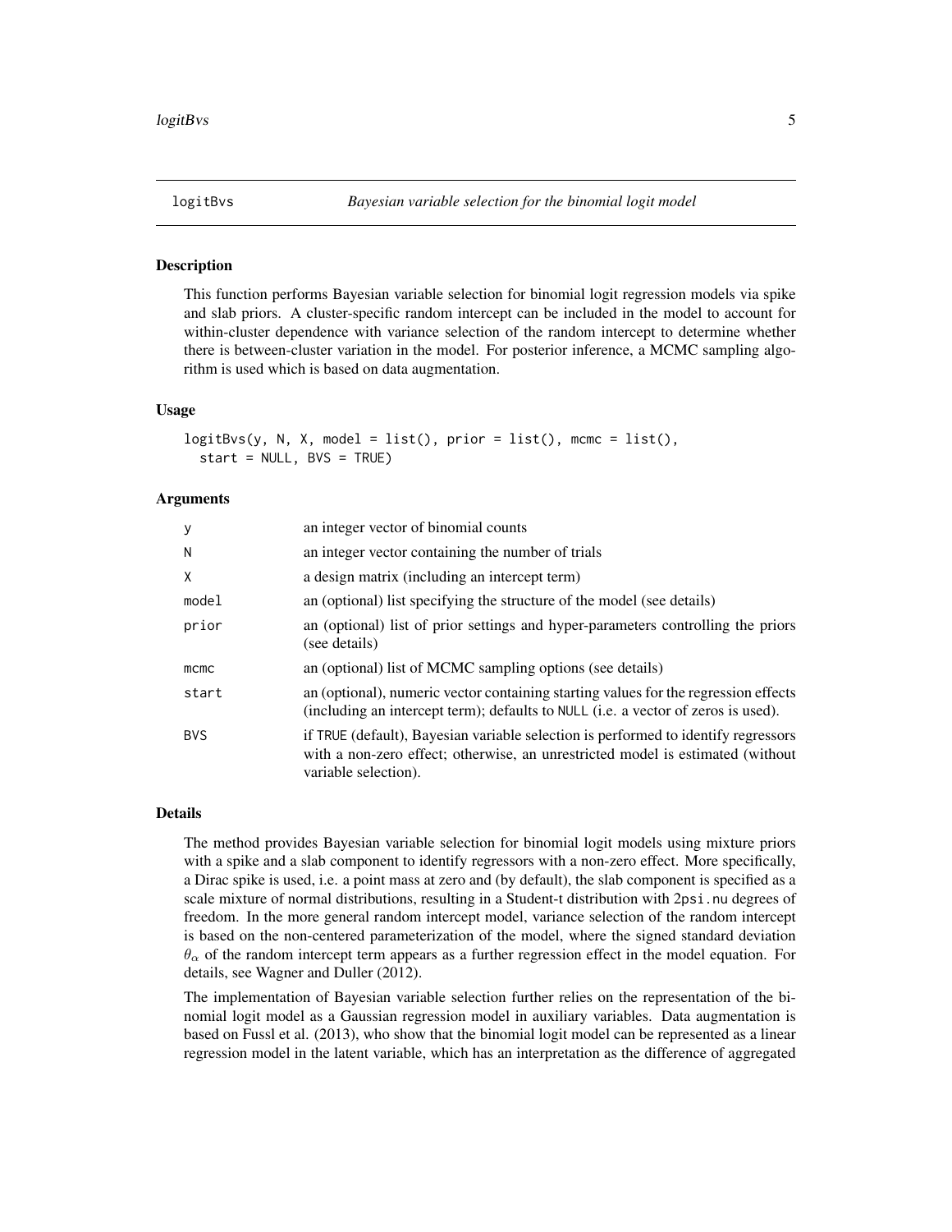# logitBvs — *Bayesian variable selection for the binomial logit model*

## Description

This function performs Bayesian variable selection for binomial logit regression models via spike and slab priors. A cluster-specific random intercept can be included in the model to account for within-cluster dependence with variance selection of the random intercept to determine whether there is between-cluster variation in the model. For posterior inference, a MCMC sampling algorithm is used which is based on data augmentation.

## Usage

```
logitBvs(y, N, X, model = list(), prior = list(), mcmc = list(),
  start = NULL, BVS = TRUE)
```

## Arguments

| | |
|---|---|
| y | an integer vector of binomial counts |
| N | an integer vector containing the number of trials |
| X | a design matrix (including an intercept term) |
| model | an (optional) list specifying the structure of the model (see details) |
| prior | an (optional) list of prior settings and hyper-parameters controlling the priors (see details) |
| mcmc | an (optional) list of MCMC sampling options (see details) |
| start | an (optional), numeric vector containing starting values for the regression effects (including an intercept term); defaults to NULL (i.e. a vector of zeros is used). |
| BVS | if TRUE (default), Bayesian variable selection is performed to identify regressors with a non-zero effect; otherwise, an unrestricted model is estimated (without variable selection). |

## Details

The method provides Bayesian variable selection for binomial logit models using mixture priors with a spike and a slab component to identify regressors with a non-zero effect. More specifically, a Dirac spike is used, i.e. a point mass at zero and (by default), the slab component is specified as a scale mixture of normal distributions, resulting in a Student-t distribution with 2psi.nu degrees of freedom. In the more general random intercept model, variance selection of the random intercept is based on the non-centered parameterization of the model, where the signed standard deviation $\theta_\alpha$ of the random intercept term appears as a further regression effect in the model equation. For details, see Wagner and Duller (2012).

The implementation of Bayesian variable selection further relies on the representation of the binomial logit model as a Gaussian regression model in auxiliary variables. Data augmentation is based on Fussl et al. (2013), who show that the binomial logit model can be represented as a linear regression model in the latent variable, which has an interpretation as the difference of aggregated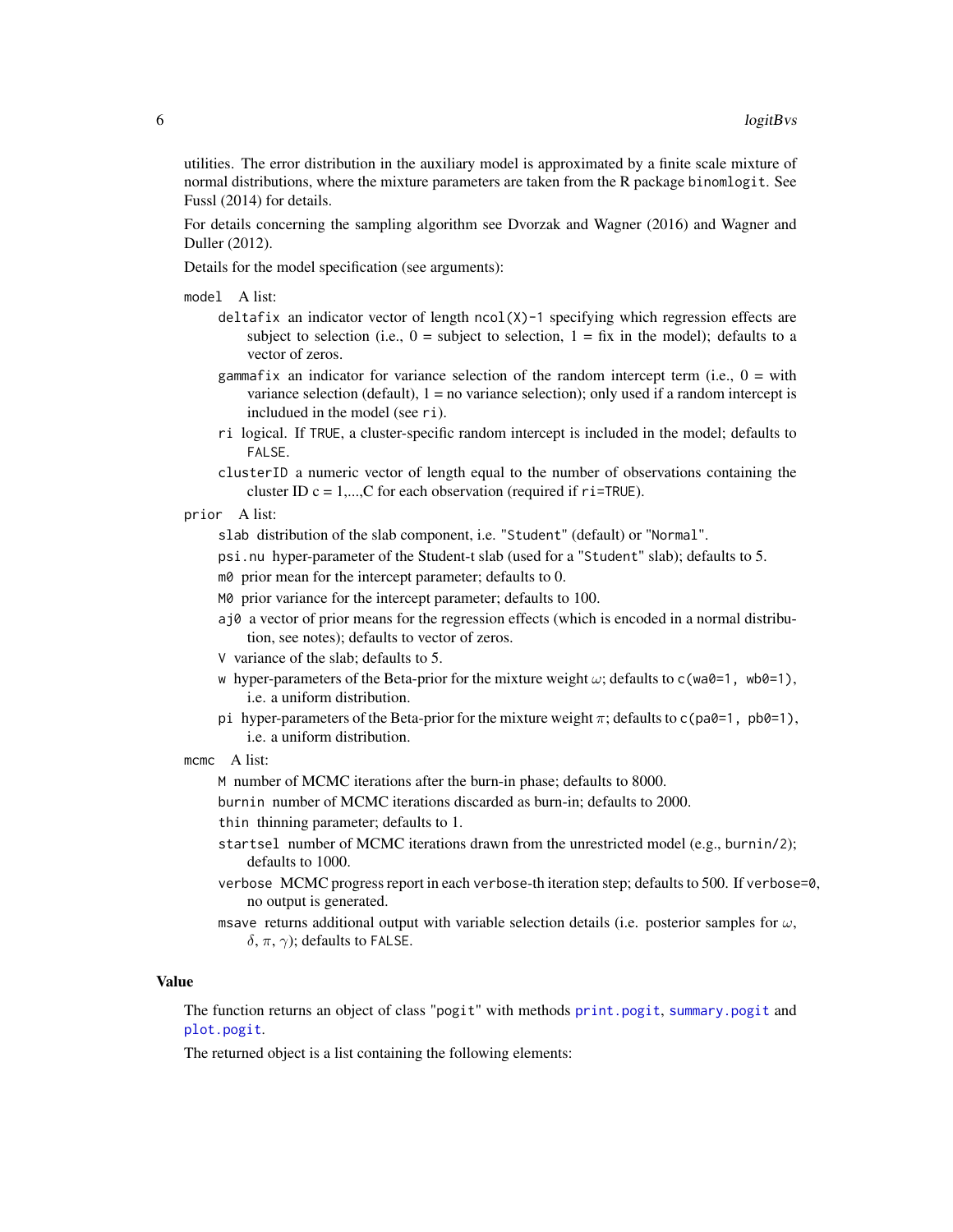utilities. The error distribution in the auxiliary model is approximated by a finite scale mixture of normal distributions, where the mixture parameters are taken from the R package `binomlogit`. See Fussl (2014) for details.

For details concerning the sampling algorithm see Dvorzak and Wagner (2016) and Wagner and Duller (2012).

Details for the model specification (see arguments):

`model` A list:

- `deltafix` an indicator vector of length `ncol(X)-1` specifying which regression effects are subject to selection (i.e., 0 = subject to selection, 1 = fix in the model); defaults to a vector of zeros.
- `gammafix` an indicator for variance selection of the random intercept term (i.e., 0 = with variance selection (default), 1 = no variance selection); only used if a random intercept is includued in the model (see `ri`).
- `ri` logical. If `TRUE`, a cluster-specific random intercept is included in the model; defaults to `FALSE`.
- `clusterID` a numeric vector of length equal to the number of observations containing the cluster ID c = 1,...,C for each observation (required if `ri=TRUE`).

`prior` A list:

- `slab` distribution of the slab component, i.e. `"Student"` (default) or `"Normal"`.
- `psi.nu` hyper-parameter of the Student-t slab (used for a `"Student"` slab); defaults to 5.
- `m0` prior mean for the intercept parameter; defaults to 0.
- `M0` prior variance for the intercept parameter; defaults to 100.
- `aj0` a vector of prior means for the regression effects (which is encoded in a normal distribution, see notes); defaults to vector of zeros.
- `V` variance of the slab; defaults to 5.
- `w` hyper-parameters of the Beta-prior for the mixture weight $\omega$; defaults to `c(wa0=1, wb0=1)`, i.e. a uniform distribution.
- `pi` hyper-parameters of the Beta-prior for the mixture weight $\pi$; defaults to `c(pa0=1, pb0=1)`, i.e. a uniform distribution.

`mcmc` A list:

- `M` number of MCMC iterations after the burn-in phase; defaults to 8000.
- `burnin` number of MCMC iterations discarded as burn-in; defaults to 2000.
- `thin` thinning parameter; defaults to 1.
- `startsel` number of MCMC iterations drawn from the unrestricted model (e.g., `burnin/2`); defaults to 1000.
- `verbose` MCMC progress report in each `verbose`-th iteration step; defaults to 500. If `verbose=0`, no output is generated.
- `msave` returns additional output with variable selection details (i.e. posterior samples for $\omega$, $\delta$, $\pi$, $\gamma$); defaults to `FALSE`.

## Value

The function returns an object of class "`pogit`" with methods `print.pogit`, `summary.pogit` and `plot.pogit`.

The returned object is a list containing the following elements: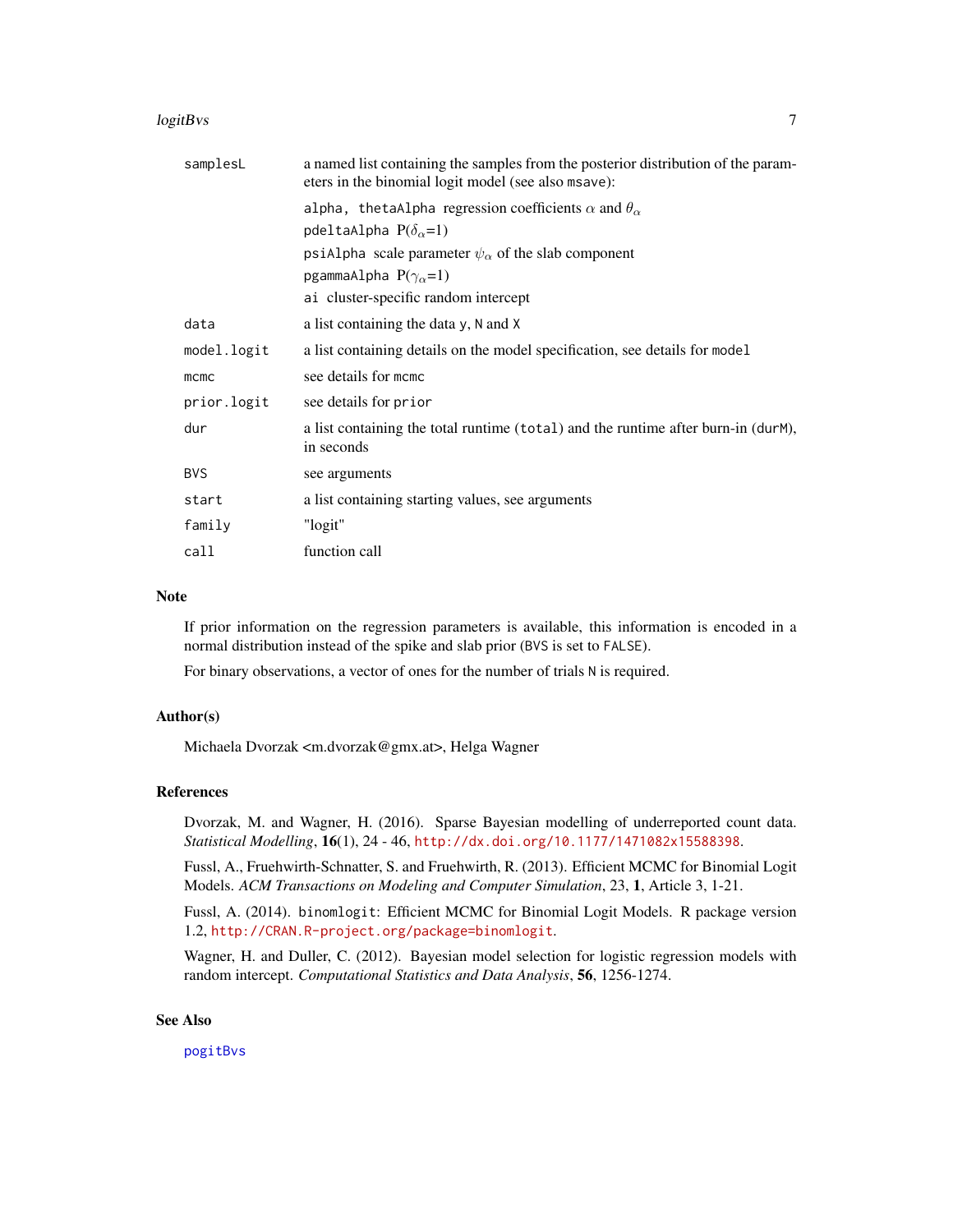| | |
|---|---|
| samplesL | a named list containing the samples from the posterior distribution of the parameters in the binomial logit model (see also msave): |
| | alpha, thetaAlpha regression coefficients $\alpha$ and $\theta_\alpha$ |
| | pdeltaAlpha P($\delta_\alpha$=1) |
| | psiAlpha scale parameter $\psi_\alpha$ of the slab component |
| | pgammaAlpha P($\gamma_\alpha$=1) |
| | ai cluster-specific random intercept |
| data | a list containing the data y, N and X |
| model.logit | a list containing details on the model specification, see details for model |
| mcmc | see details for mcmc |
| prior.logit | see details for prior |
| dur | a list containing the total runtime (total) and the runtime after burn-in (durM), in seconds |
| BVS | see arguments |
| start | a list containing starting values, see arguments |
| family | "logit" |
| call | function call |

## Note

If prior information on the regression parameters is available, this information is encoded in a normal distribution instead of the spike and slab prior (BVS is set to FALSE).

For binary observations, a vector of ones for the number of trials N is required.

## Author(s)

Michaela Dvorzak <m.dvorzak@gmx.at>, Helga Wagner

## References

Dvorzak, M. and Wagner, H. (2016). Sparse Bayesian modelling of underreported count data. *Statistical Modelling*, **16**(1), 24 - 46, http://dx.doi.org/10.1177/1471082x15588398.

Fussl, A., Fruehwirth-Schnatter, S. and Fruehwirth, R. (2013). Efficient MCMC for Binomial Logit Models. *ACM Transactions on Modeling and Computer Simulation*, 23, **1**, Article 3, 1-21.

Fussl, A. (2014). binomlogit: Efficient MCMC for Binomial Logit Models. R package version 1.2, http://CRAN.R-project.org/package=binomlogit.

Wagner, H. and Duller, C. (2012). Bayesian model selection for logistic regression models with random intercept. *Computational Statistics and Data Analysis*, **56**, 1256-1274.

## See Also

pogitBvs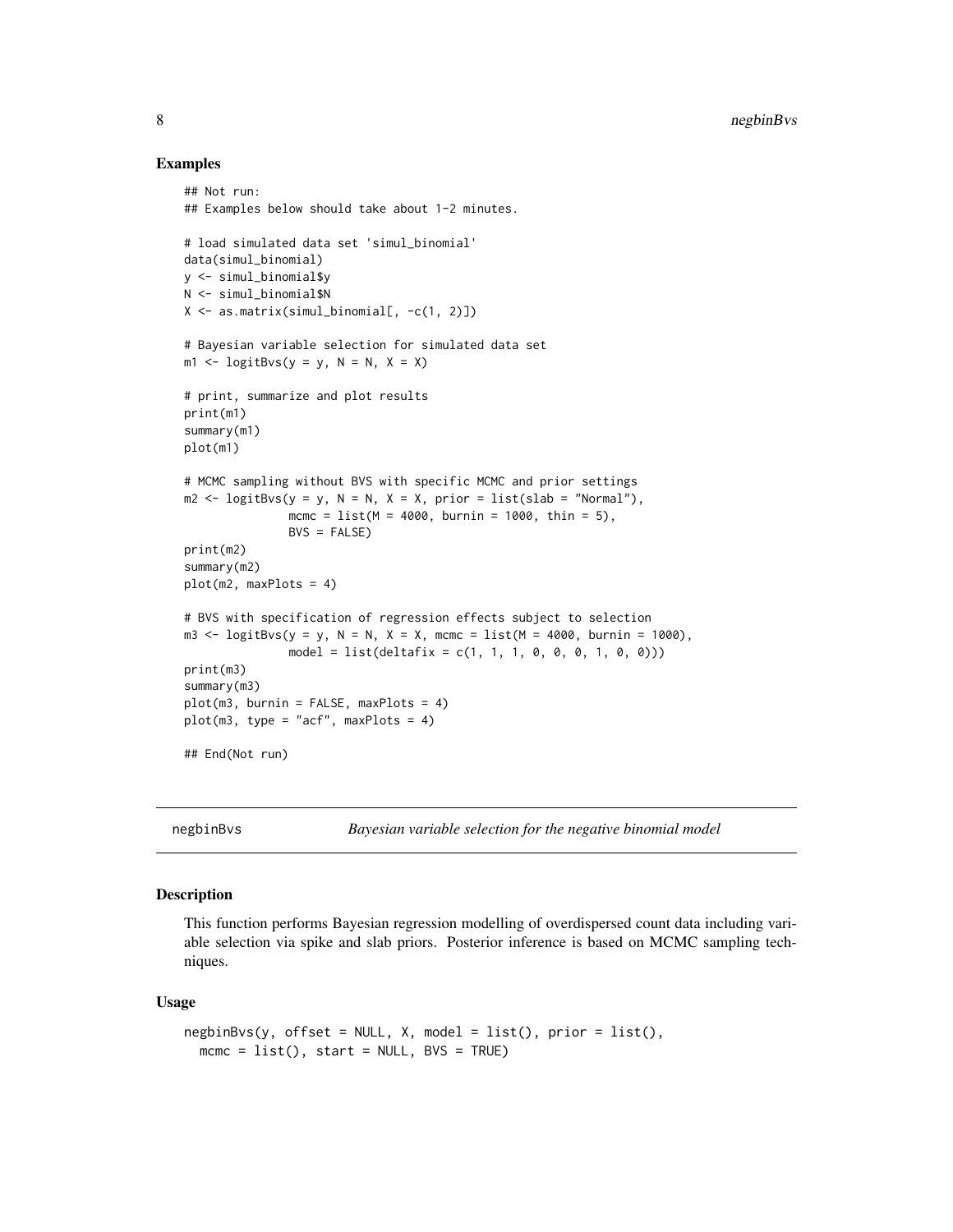### Examples

```
## Not run:
## Examples below should take about 1-2 minutes.

# load simulated data set 'simul_binomial'
data(simul_binomial)
y <- simul_binomial$y
N <- simul_binomial$N
X <- as.matrix(simul_binomial[, -c(1, 2)])

# Bayesian variable selection for simulated data set
m1 <- logitBvs(y = y, N = N, X = X)

# print, summarize and plot results
print(m1)
summary(m1)
plot(m1)

# MCMC sampling without BVS with specific MCMC and prior settings
m2 <- logitBvs(y = y, N = N, X = X, prior = list(slab = "Normal"),
               mcmc = list(M = 4000, burnin = 1000, thin = 5),
               BVS = FALSE)
print(m2)
summary(m2)
plot(m2, maxPlots = 4)

# BVS with specification of regression effects subject to selection
m3 <- logitBvs(y = y, N = N, X = X, mcmc = list(M = 4000, burnin = 1000),
               model = list(deltafix = c(1, 1, 1, 0, 0, 0, 1, 0, 0)))
print(m3)
summary(m3)
plot(m3, burnin = FALSE, maxPlots = 4)
plot(m3, type = "acf", maxPlots = 4)

## End(Not run)
```

---

## negbinBvs — *Bayesian variable selection for the negative binomial model*

---

### Description

This function performs Bayesian regression modelling of overdispersed count data including variable selection via spike and slab priors. Posterior inference is based on MCMC sampling techniques.

### Usage

```
negbinBvs(y, offset = NULL, X, model = list(), prior = list(),
  mcmc = list(), start = NULL, BVS = TRUE)
```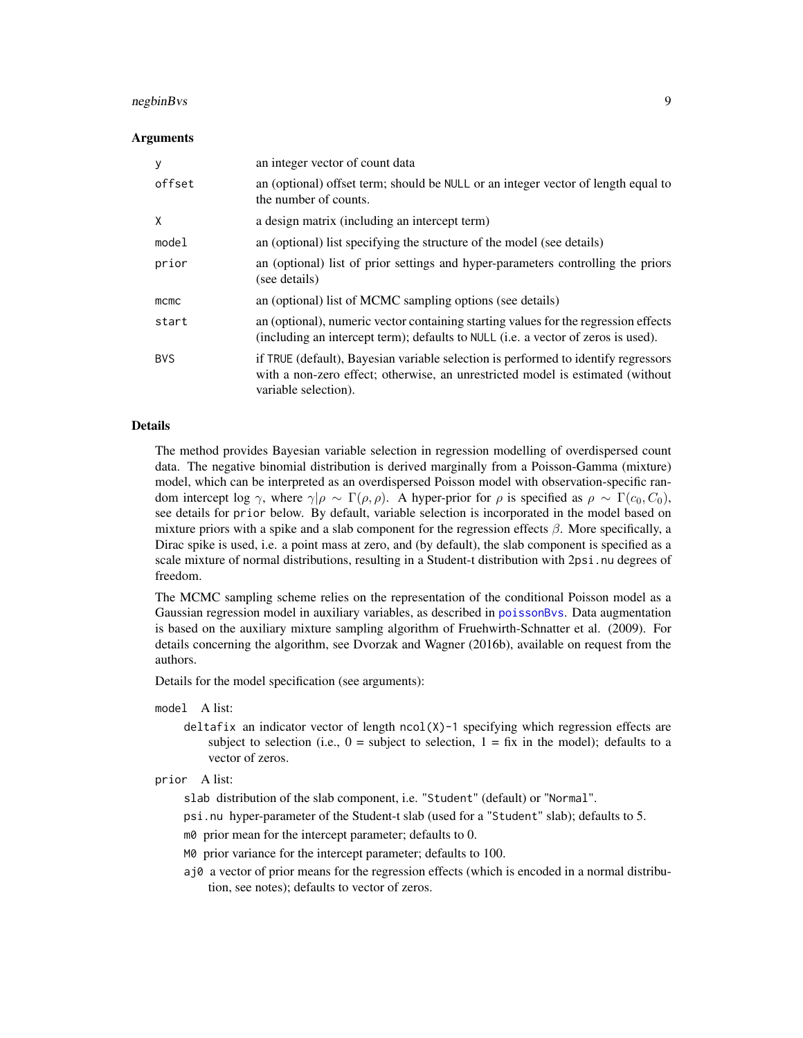## Arguments

| | |
|---|---|
| y | an integer vector of count data |
| offset | an (optional) offset term; should be NULL or an integer vector of length equal to the number of counts. |
| X | a design matrix (including an intercept term) |
| model | an (optional) list specifying the structure of the model (see details) |
| prior | an (optional) list of prior settings and hyper-parameters controlling the priors (see details) |
| mcmc | an (optional) list of MCMC sampling options (see details) |
| start | an (optional), numeric vector containing starting values for the regression effects (including an intercept term); defaults to NULL (i.e. a vector of zeros is used). |
| BVS | if TRUE (default), Bayesian variable selection is performed to identify regressors with a non-zero effect; otherwise, an unrestricted model is estimated (without variable selection). |

## Details

The method provides Bayesian variable selection in regression modelling of overdispersed count data. The negative binomial distribution is derived marginally from a Poisson-Gamma (mixture) model, which can be interpreted as an overdispersed Poisson model with observation-specific random intercept log $\gamma$, where $\gamma|\rho \sim \Gamma(\rho, \rho)$. A hyper-prior for $\rho$ is specified as $\rho \sim \Gamma(c_0, C_0)$, see details for `prior` below. By default, variable selection is incorporated in the model based on mixture priors with a spike and a slab component for the regression effects $\beta$. More specifically, a Dirac spike is used, i.e. a point mass at zero, and (by default), the slab component is specified as a scale mixture of normal distributions, resulting in a Student-t distribution with 2`psi.nu` degrees of freedom.

The MCMC sampling scheme relies on the representation of the conditional Poisson model as a Gaussian regression model in auxiliary variables, as described in `poissonBvs`. Data augmentation is based on the auxiliary mixture sampling algorithm of Fruehwirth-Schnatter et al. (2009). For details concerning the algorithm, see Dvorzak and Wagner (2016b), available on request from the authors.

Details for the model specification (see arguments):

`model` A list:

- `deltafix` an indicator vector of length `ncol(X)-1` specifying which regression effects are subject to selection (i.e., 0 = subject to selection, 1 = fix in the model); defaults to a vector of zeros.

`prior` A list:

- `slab` distribution of the slab component, i.e. "Student" (default) or "Normal".
- `psi.nu` hyper-parameter of the Student-t slab (used for a "Student" slab); defaults to 5.
- `m0` prior mean for the intercept parameter; defaults to 0.
- `M0` prior variance for the intercept parameter; defaults to 100.
- `aj0` a vector of prior means for the regression effects (which is encoded in a normal distribution, see notes); defaults to vector of zeros.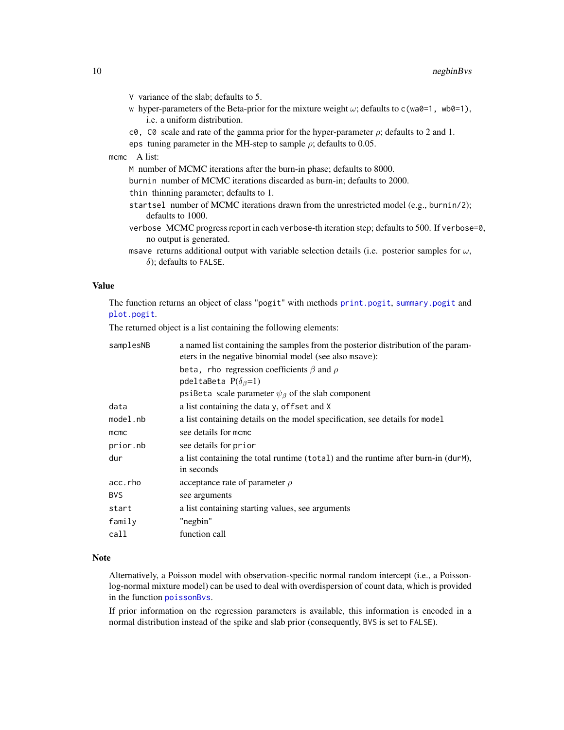`V` variance of the slab; defaults to 5.

`w` hyper-parameters of the Beta-prior for the mixture weight $\omega$; defaults to `c(wa0=1, wb0=1)`, i.e. a uniform distribution.

`c0, C0` scale and rate of the gamma prior for the hyper-parameter $\rho$; defaults to 2 and 1.

`eps` tuning parameter in the MH-step to sample $\rho$; defaults to 0.05.

`mcmc` A list:

`M` number of MCMC iterations after the burn-in phase; defaults to 8000.

`burnin` number of MCMC iterations discarded as burn-in; defaults to 2000.

`thin` thinning parameter; defaults to 1.

`startsel` number of MCMC iterations drawn from the unrestricted model (e.g., `burnin/2`); defaults to 1000.

`verbose` MCMC progress report in each `verbose`-th iteration step; defaults to 500. If `verbose=0`, no output is generated.

`msave` returns additional output with variable selection details (i.e. posterior samples for $\omega$, $\delta$); defaults to `FALSE`.

### Value

The function returns an object of class "`pogit`" with methods `print.pogit`, `summary.pogit` and `plot.pogit`.

The returned object is a list containing the following elements:

| | |
|---|---|
| `samplesNB` | a named list containing the samples from the posterior distribution of the parameters in the negative binomial model (see also `msave`): |
| | `beta, rho` regression coefficients $\beta$ and $\rho$ |
| | `pdeltaBeta` P($\delta_\beta$=1) |
| | `psiBeta` scale parameter $\psi_\beta$ of the slab component |
| `data` | a list containing the data `y`, `offset` and `X` |
| `model.nb` | a list containing details on the model specification, see details for `model` |
| `mcmc` | see details for `mcmc` |
| `prior.nb` | see details for `prior` |
| `dur` | a list containing the total runtime (`total`) and the runtime after burn-in (`durM`), in seconds |
| `acc.rho` | acceptance rate of parameter $\rho$ |
| `BVS` | see arguments |
| `start` | a list containing starting values, see arguments |
| `family` | "negbin" |
| `call` | function call |

### Note

Alternatively, a Poisson model with observation-specific normal random intercept (i.e., a Poisson-log-normal mixture model) can be used to deal with overdispersion of count data, which is provided in the function `poissonBvs`.

If prior information on the regression parameters is available, this information is encoded in a normal distribution instead of the spike and slab prior (consequently, `BVS` is set to `FALSE`).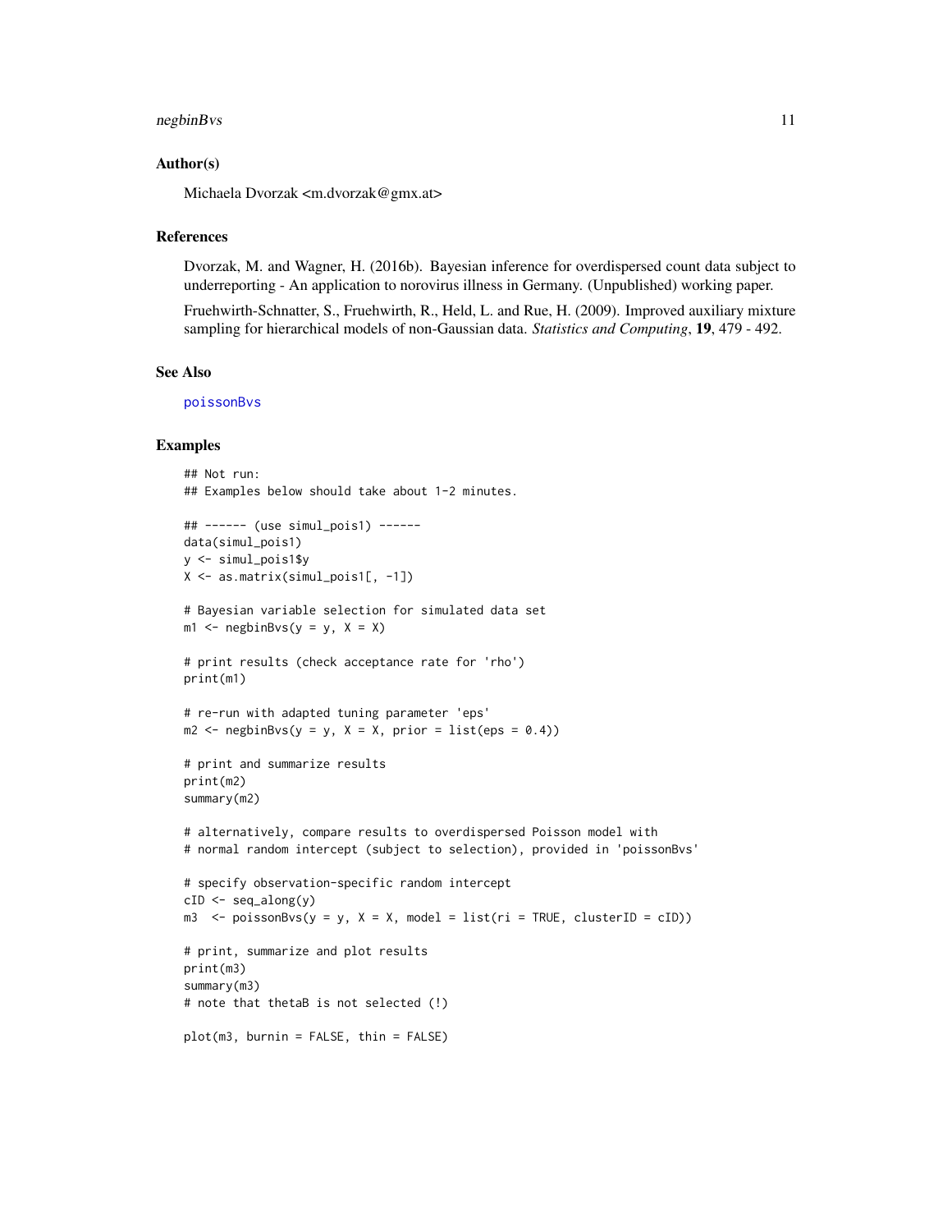### Author(s)

Michaela Dvorzak <m.dvorzak@gmx.at>

### References

Dvorzak, M. and Wagner, H. (2016b). Bayesian inference for overdispersed count data subject to underreporting - An application to norovirus illness in Germany. (Unpublished) working paper.

Fruehwirth-Schnatter, S., Fruehwirth, R., Held, L. and Rue, H. (2009). Improved auxiliary mixture sampling for hierarchical models of non-Gaussian data. *Statistics and Computing*, **19**, 479 - 492.

### See Also

poissonBvs

### Examples

```
## Not run:
## Examples below should take about 1-2 minutes.

## ------ (use simul_pois1) ------
data(simul_pois1)
y <- simul_pois1$y
X <- as.matrix(simul_pois1[, -1])

# Bayesian variable selection for simulated data set
m1 <- negbinBvs(y = y, X = X)

# print results (check acceptance rate for 'rho')
print(m1)

# re-run with adapted tuning parameter 'eps'
m2 <- negbinBvs(y = y, X = X, prior = list(eps = 0.4))

# print and summarize results
print(m2)
summary(m2)

# alternatively, compare results to overdispersed Poisson model with
# normal random intercept (subject to selection), provided in 'poissonBvs'

# specify observation-specific random intercept
cID <- seq_along(y)
m3  <- poissonBvs(y = y, X = X, model = list(ri = TRUE, clusterID = cID))

# print, summarize and plot results
print(m3)
summary(m3)
# note that thetaB is not selected (!)

plot(m3, burnin = FALSE, thin = FALSE)
```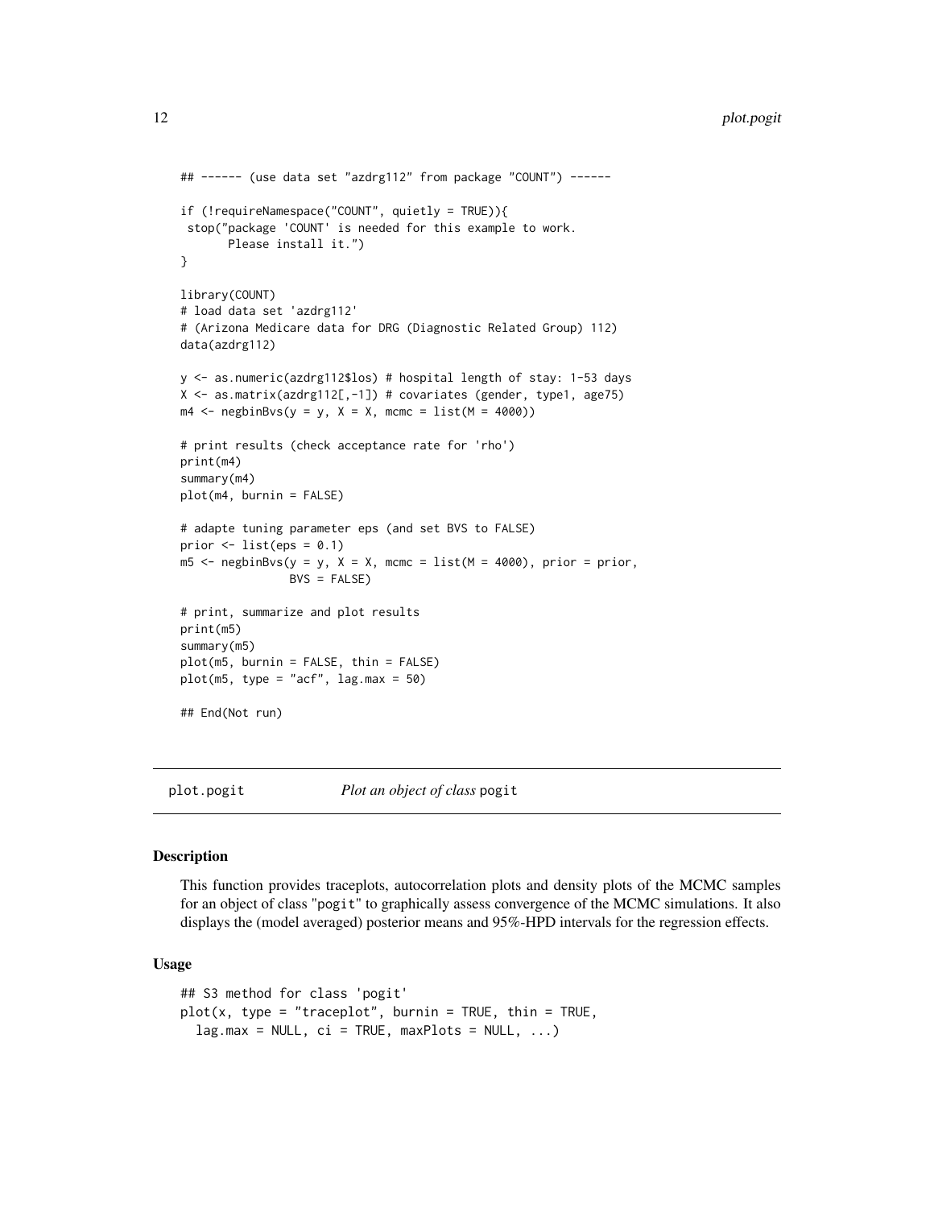```
## ------ (use data set "azdrg112" from package "COUNT") ------

if (!requireNamespace("COUNT", quietly = TRUE)){
 stop("package 'COUNT' is needed for this example to work.
       Please install it.")
}

library(COUNT)
# load data set 'azdrg112'
# (Arizona Medicare data for DRG (Diagnostic Related Group) 112)
data(azdrg112)

y <- as.numeric(azdrg112$los) # hospital length of stay: 1-53 days
X <- as.matrix(azdrg112[,-1]) # covariates (gender, type1, age75)
m4 <- negbinBvs(y = y, X = X, mcmc = list(M = 4000))

# print results (check acceptance rate for 'rho')
print(m4)
summary(m4)
plot(m4, burnin = FALSE)

# adapte tuning parameter eps (and set BVS to FALSE)
prior <- list(eps = 0.1)
m5 <- negbinBvs(y = y, X = X, mcmc = list(M = 4000), prior = prior,
                BVS = FALSE)

# print, summarize and plot results
print(m5)
summary(m5)
plot(m5, burnin = FALSE, thin = FALSE)
plot(m5, type = "acf", lag.max = 50)

## End(Not run)
```

## plot.pogit — *Plot an object of class* pogit

### Description

This function provides traceplots, autocorrelation plots and density plots of the MCMC samples for an object of class "pogit" to graphically assess convergence of the MCMC simulations. It also displays the (model averaged) posterior means and 95%-HPD intervals for the regression effects.

### Usage

```
## S3 method for class 'pogit'
plot(x, type = "traceplot", burnin = TRUE, thin = TRUE,
  lag.max = NULL, ci = TRUE, maxPlots = NULL, ...)
```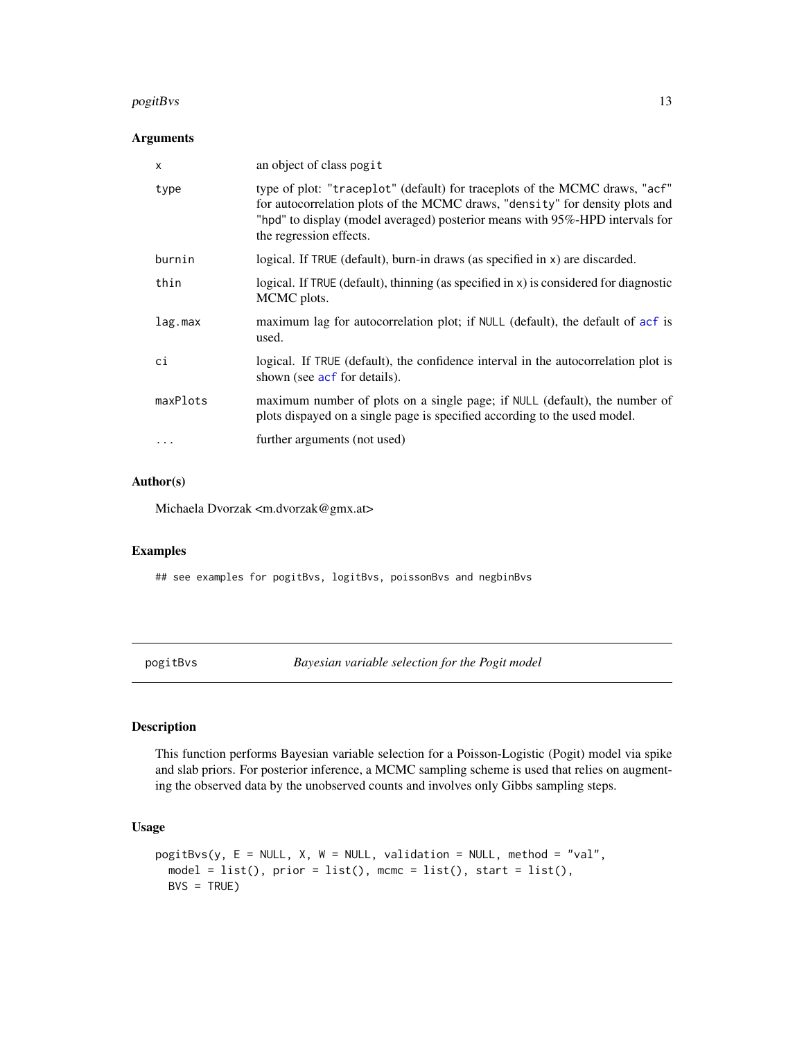### Arguments

| | |
|---|---|
| `x` | an object of class `pogit` |
| `type` | type of plot: `"traceplot"` (default) for traceplots of the MCMC draws, `"acf"` for autocorrelation plots of the MCMC draws, `"density"` for density plots and `"hpd"` to display (model averaged) posterior means with 95%-HPD intervals for the regression effects. |
| `burnin` | logical. If `TRUE` (default), burn-in draws (as specified in `x`) are discarded. |
| `thin` | logical. If `TRUE` (default), thinning (as specified in `x`) is considered for diagnostic MCMC plots. |
| `lag.max` | maximum lag for autocorrelation plot; if `NULL` (default), the default of `acf` is used. |
| `ci` | logical. If `TRUE` (default), the confidence interval in the autocorrelation plot is shown (see `acf` for details). |
| `maxPlots` | maximum number of plots on a single page; if `NULL` (default), the number of plots dispayed on a single page is specified according to the used model. |
| `...` | further arguments (not used) |

### Author(s)

Michaela Dvorzak <m.dvorzak@gmx.at>

### Examples

```
## see examples for pogitBvs, logitBvs, poissonBvs and negbinBvs
```

---

## pogitBvs — *Bayesian variable selection for the Pogit model*

---

### Description

This function performs Bayesian variable selection for a Poisson-Logistic (Pogit) model via spike and slab priors. For posterior inference, a MCMC sampling scheme is used that relies on augmenting the observed data by the unobserved counts and involves only Gibbs sampling steps.

### Usage

```
pogitBvs(y, E = NULL, X, W = NULL, validation = NULL, method = "val",
  model = list(), prior = list(), mcmc = list(), start = list(),
  BVS = TRUE)
```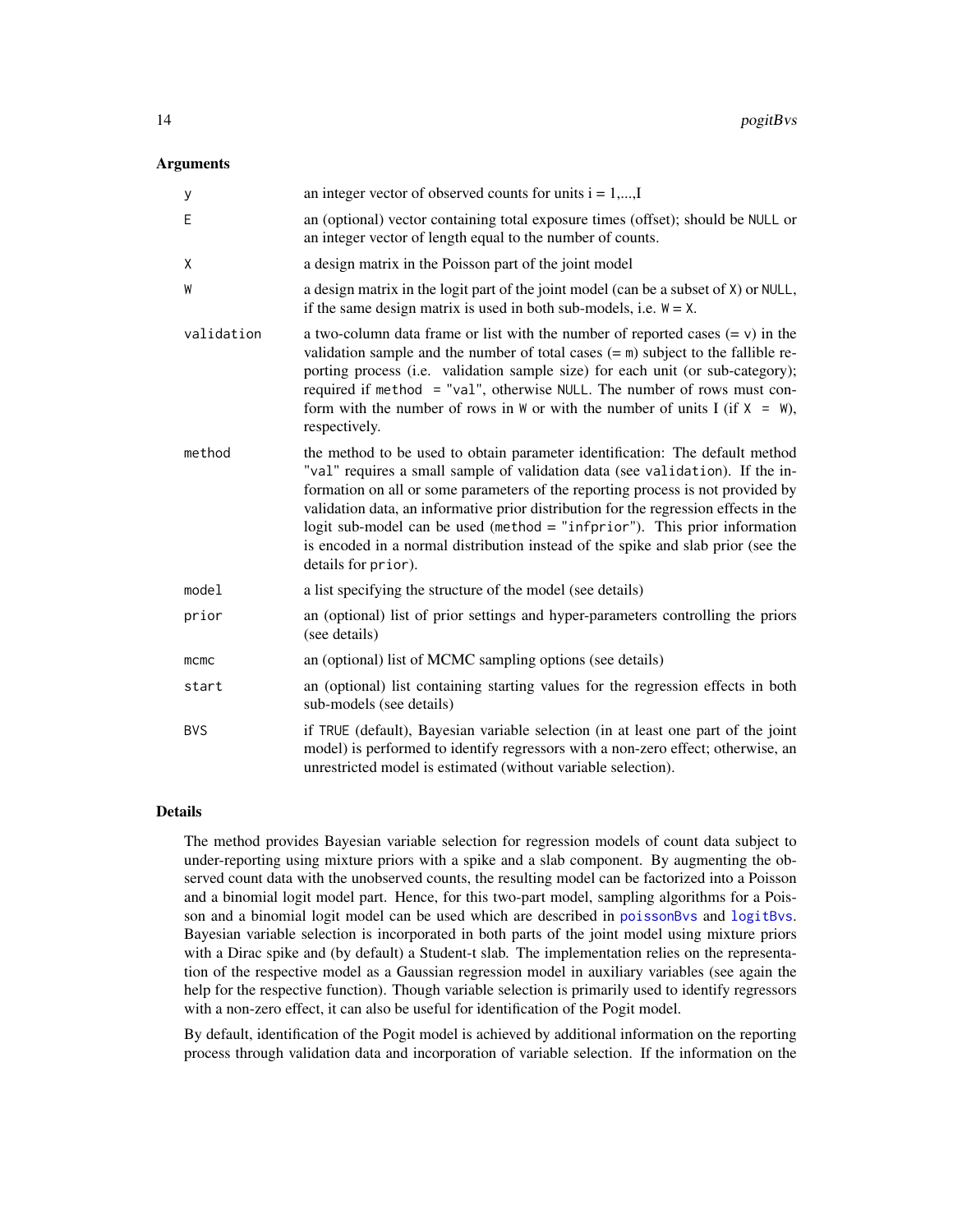## Arguments

| | |
|---|---|
| `y` | an integer vector of observed counts for units i = 1,...,I |
| `E` | an (optional) vector containing total exposure times (offset); should be `NULL` or an integer vector of length equal to the number of counts. |
| `X` | a design matrix in the Poisson part of the joint model |
| `W` | a design matrix in the logit part of the joint model (can be a subset of `X`) or `NULL`, if the same design matrix is used in both sub-models, i.e. `W = X`. |
| `validation` | a two-column data frame or list with the number of reported cases (= `v`) in the validation sample and the number of total cases (= `m`) subject to the fallible reporting process (i.e. validation sample size) for each unit (or sub-category); required if `method = "val"`, otherwise `NULL`. The number of rows must conform with the number of rows in `W` or with the number of units I (if `X = W`), respectively. |
| `method` | the method to be used to obtain parameter identification: The default method `"val"` requires a small sample of validation data (see `validation`). If the information on all or some parameters of the reporting process is not provided by validation data, an informative prior distribution for the regression effects in the logit sub-model can be used (`method = "infprior"`). This prior information is encoded in a normal distribution instead of the spike and slab prior (see the details for `prior`). |
| `model` | a list specifying the structure of the model (see details) |
| `prior` | an (optional) list of prior settings and hyper-parameters controlling the priors (see details) |
| `mcmc` | an (optional) list of MCMC sampling options (see details) |
| `start` | an (optional) list containing starting values for the regression effects in both sub-models (see details) |
| `BVS` | if `TRUE` (default), Bayesian variable selection (in at least one part of the joint model) is performed to identify regressors with a non-zero effect; otherwise, an unrestricted model is estimated (without variable selection). |

## Details

The method provides Bayesian variable selection for regression models of count data subject to under-reporting using mixture priors with a spike and a slab component. By augmenting the observed count data with the unobserved counts, the resulting model can be factorized into a Poisson and a binomial logit model part. Hence, for this two-part model, sampling algorithms for a Poisson and a binomial logit model can be used which are described in `poissonBvs` and `logitBvs`. Bayesian variable selection is incorporated in both parts of the joint model using mixture priors with a Dirac spike and (by default) a Student-t slab. The implementation relies on the representation of the respective model as a Gaussian regression model in auxiliary variables (see again the help for the respective function). Though variable selection is primarily used to identify regressors with a non-zero effect, it can also be useful for identification of the Pogit model.

By default, identification of the Pogit model is achieved by additional information on the reporting process through validation data and incorporation of variable selection. If the information on the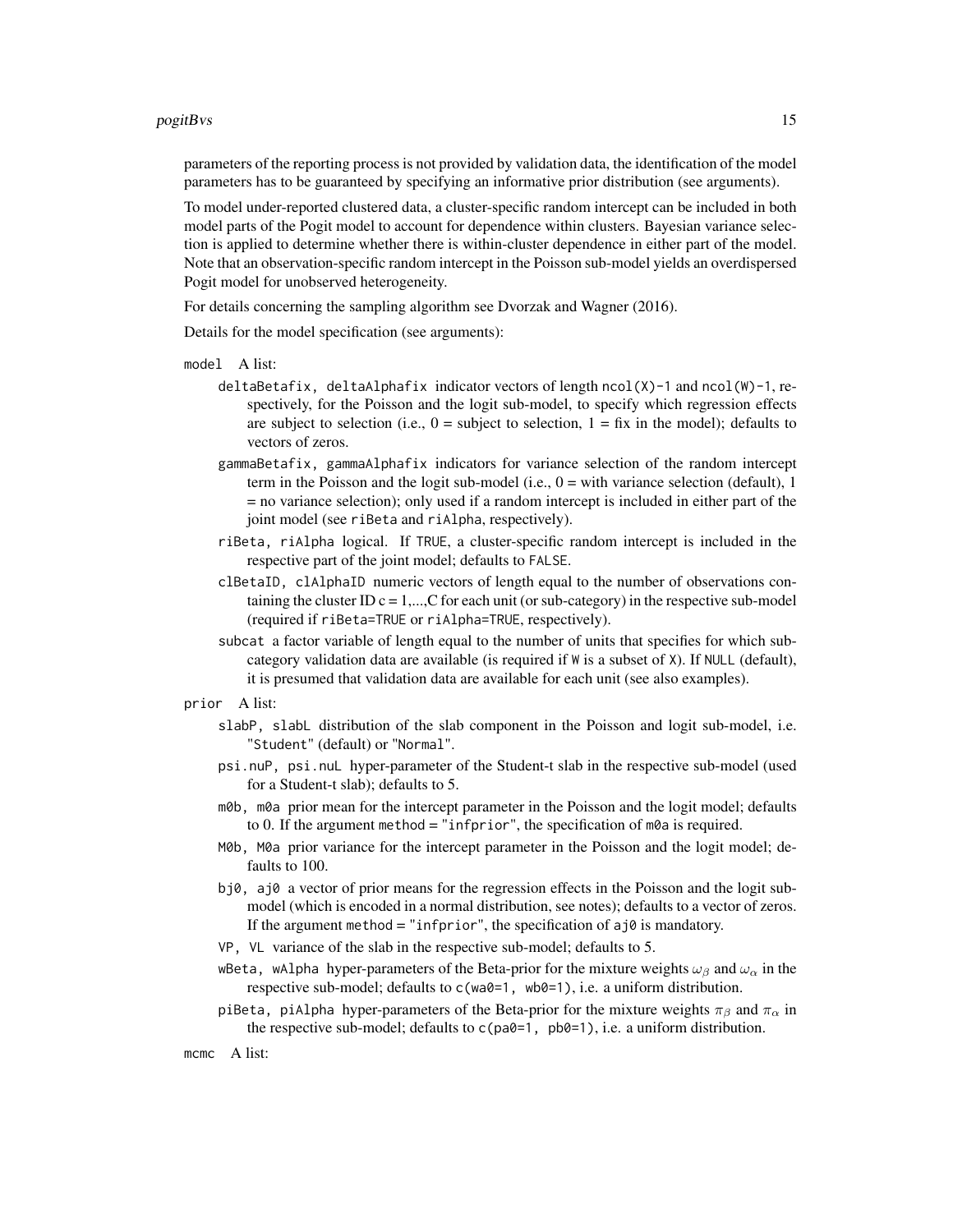parameters of the reporting process is not provided by validation data, the identification of the model parameters has to be guaranteed by specifying an informative prior distribution (see arguments).

To model under-reported clustered data, a cluster-specific random intercept can be included in both model parts of the Pogit model to account for dependence within clusters. Bayesian variance selection is applied to determine whether there is within-cluster dependence in either part of the model. Note that an observation-specific random intercept in the Poisson sub-model yields an overdispersed Pogit model for unobserved heterogeneity.

For details concerning the sampling algorithm see Dvorzak and Wagner (2016).

Details for the model specification (see arguments):

`model` A list:

- `deltaBetafix, deltaAlphafix` indicator vectors of length `ncol(X)-1` and `ncol(W)-1`, respectively, for the Poisson and the logit sub-model, to specify which regression effects are subject to selection (i.e., 0 = subject to selection, 1 = fix in the model); defaults to vectors of zeros.
- `gammaBetafix, gammaAlphafix` indicators for variance selection of the random intercept term in the Poisson and the logit sub-model (i.e., 0 = with variance selection (default), 1 = no variance selection); only used if a random intercept is included in either part of the joint model (see `riBeta` and `riAlpha`, respectively).
- `riBeta, riAlpha` logical. If `TRUE`, a cluster-specific random intercept is included in the respective part of the joint model; defaults to `FALSE`.
- `clBetaID, clAlphaID` numeric vectors of length equal to the number of observations containing the cluster ID $c = 1,\ldots,C$ for each unit (or sub-category) in the respective sub-model (required if `riBeta=TRUE` or `riAlpha=TRUE`, respectively).
- `subcat` a factor variable of length equal to the number of units that specifies for which sub-category validation data are available (is required if `W` is a subset of `X`). If `NULL` (default), it is presumed that validation data are available for each unit (see also examples).

`prior` A list:

- `slabP, slabL` distribution of the slab component in the Poisson and logit sub-model, i.e. `"Student"` (default) or `"Normal"`.
- `psi.nuP, psi.nuL` hyper-parameter of the Student-t slab in the respective sub-model (used for a Student-t slab); defaults to 5.
- `m0b, m0a` prior mean for the intercept parameter in the Poisson and the logit model; defaults to 0. If the argument `method = "infprior"`, the specification of `m0a` is required.
- `M0b, M0a` prior variance for the intercept parameter in the Poisson and the logit model; defaults to 100.
- `bj0, aj0` a vector of prior means for the regression effects in the Poisson and the logit sub-model (which is encoded in a normal distribution, see notes); defaults to a vector of zeros. If the argument `method = "infprior"`, the specification of `aj0` is mandatory.
- `VP, VL` variance of the slab in the respective sub-model; defaults to 5.
- `wBeta, wAlpha` hyper-parameters of the Beta-prior for the mixture weights $\omega_\beta$ and $\omega_\alpha$ in the respective sub-model; defaults to `c(wa0=1, wb0=1)`, i.e. a uniform distribution.
- `piBeta, piAlpha` hyper-parameters of the Beta-prior for the mixture weights $\pi_\beta$ and $\pi_\alpha$ in the respective sub-model; defaults to `c(pa0=1, pb0=1)`, i.e. a uniform distribution.

`mcmc` A list: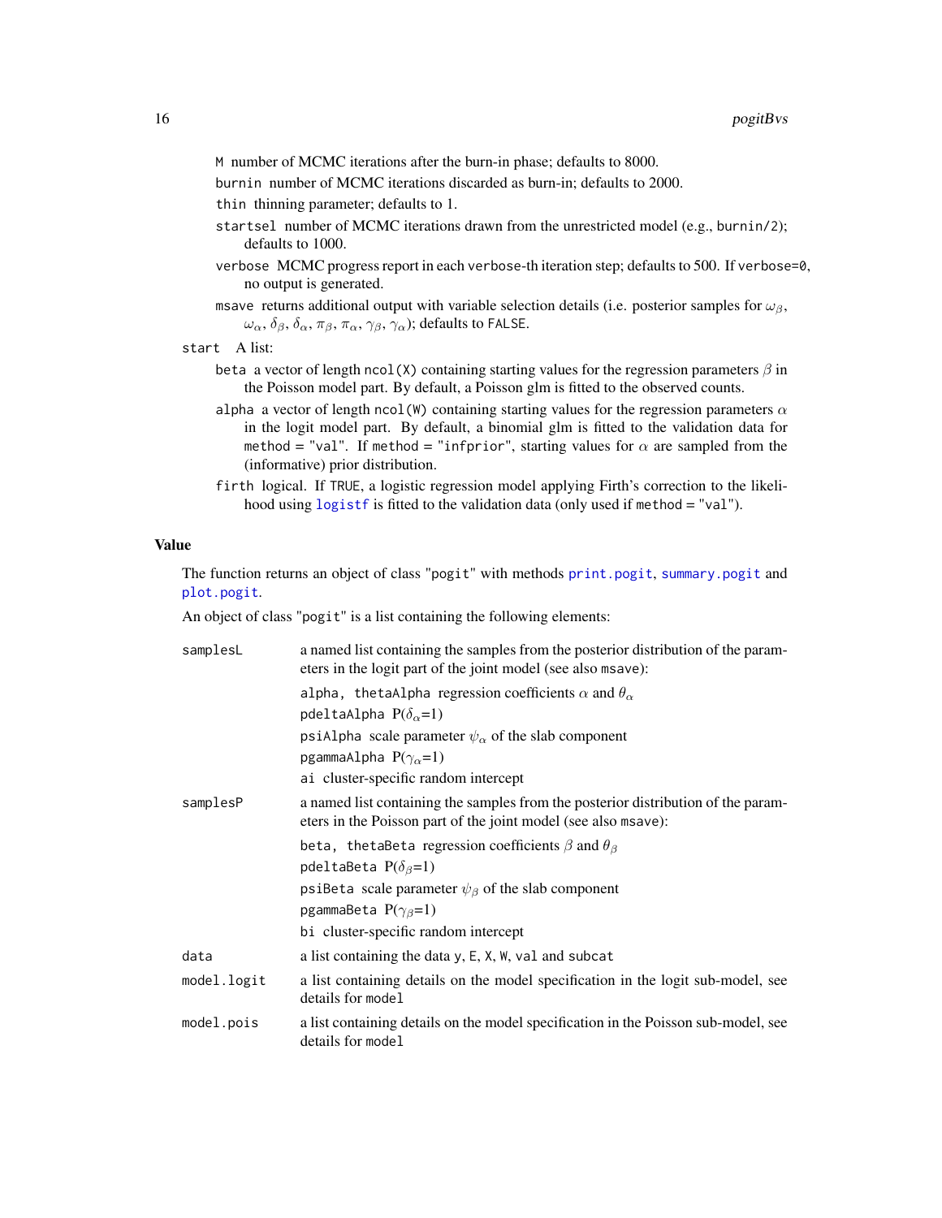- `M` number of MCMC iterations after the burn-in phase; defaults to 8000.
- `burnin` number of MCMC iterations discarded as burn-in; defaults to 2000.
- `thin` thinning parameter; defaults to 1.
- `startsel` number of MCMC iterations drawn from the unrestricted model (e.g., `burnin/2`); defaults to 1000.
- `verbose` MCMC progress report in each `verbose`-th iteration step; defaults to 500. If `verbose=0`, no output is generated.
- `msave` returns additional output with variable selection details (i.e. posterior samples for $\omega_\beta$, $\omega_\alpha$, $\delta_\beta$, $\delta_\alpha$, $\pi_\beta$, $\pi_\alpha$, $\gamma_\beta$, $\gamma_\alpha$); defaults to `FALSE`.

`start` A list:

- `beta` a vector of length `ncol(X)` containing starting values for the regression parameters $\beta$ in the Poisson model part. By default, a Poisson glm is fitted to the observed counts.
- `alpha` a vector of length `ncol(W)` containing starting values for the regression parameters $\alpha$ in the logit model part. By default, a binomial glm is fitted to the validation data for `method = "val"`. If `method = "infprior"`, starting values for $\alpha$ are sampled from the (informative) prior distribution.
- `firth` logical. If `TRUE`, a logistic regression model applying Firth's correction to the likelihood using `logistf` is fitted to the validation data (only used if `method = "val"`).

## Value

The function returns an object of class `"pogit"` with methods `print.pogit`, `summary.pogit` and `plot.pogit`.

An object of class `"pogit"` is a list containing the following elements:

`samplesL` a named list containing the samples from the posterior distribution of the parameters in the logit part of the joint model (see also `msave`):

- `alpha, thetaAlpha` regression coefficients $\alpha$ and $\theta_\alpha$
- `pdeltaAlpha` P($\delta_\alpha$=1)
- `psiAlpha` scale parameter $\psi_\alpha$ of the slab component
- `pgammaAlpha` P($\gamma_\alpha$=1)
- `ai` cluster-specific random intercept

`samplesP` a named list containing the samples from the posterior distribution of the parameters in the Poisson part of the joint model (see also `msave`):

- `beta, thetaBeta` regression coefficients $\beta$ and $\theta_\beta$
- `pdeltaBeta` P($\delta_\beta$=1)
- `psiBeta` scale parameter $\psi_\beta$ of the slab component
- `pgammaBeta` P($\gamma_\beta$=1)
- `bi` cluster-specific random intercept

`data` a list containing the data `y`, `E`, `X`, `W`, `val` and `subcat`

`model.logit` a list containing details on the model specification in the logit sub-model, see details for `model`

`model.pois` a list containing details on the model specification in the Poisson sub-model, see details for `model`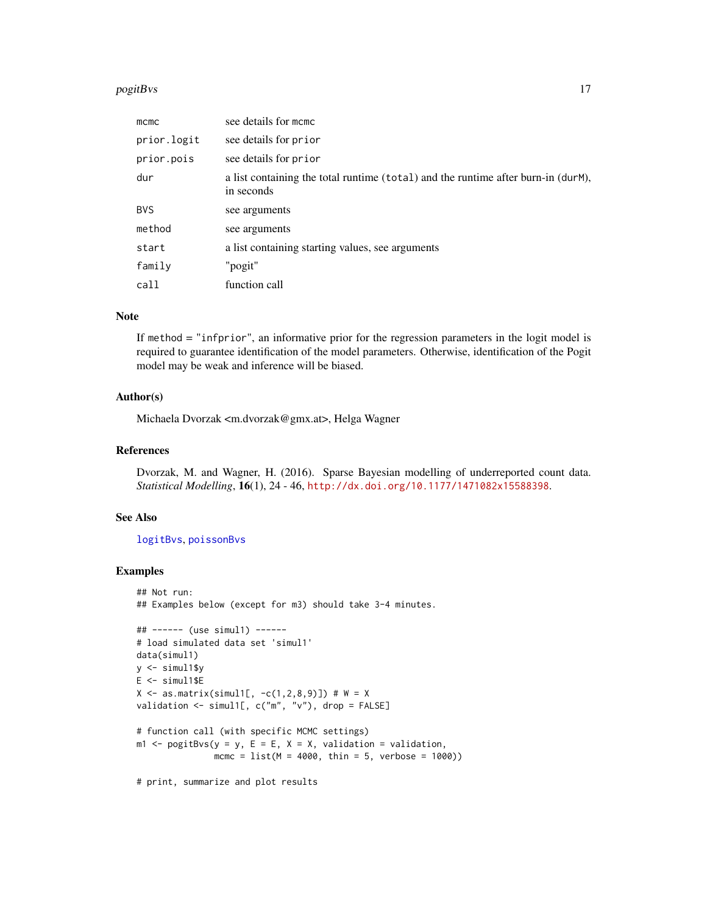| | |
|---|---|
| `mcmc` | see details for `mcmc` |
| `prior.logit` | see details for `prior` |
| `prior.pois` | see details for `prior` |
| `dur` | a list containing the total runtime (`total`) and the runtime after burn-in (`durM`), in seconds |
| `BVS` | see arguments |
| `method` | see arguments |
| `start` | a list containing starting values, see arguments |
| `family` | "pogit" |
| `call` | function call |

### Note

If `method = "infprior"`, an informative prior for the regression parameters in the logit model is required to guarantee identification of the model parameters. Otherwise, identification of the Pogit model may be weak and inference will be biased.

### Author(s)

Michaela Dvorzak <m.dvorzak@gmx.at>, Helga Wagner

### References

Dvorzak, M. and Wagner, H. (2016). Sparse Bayesian modelling of underreported count data. *Statistical Modelling*, **16**(1), 24 - 46, http://dx.doi.org/10.1177/1471082x15588398.

### See Also

`logitBvs`, `poissonBvs`

### Examples

```
## Not run:
## Examples below (except for m3) should take 3-4 minutes.

## ------ (use simul1) ------
# load simulated data set 'simul1'
data(simul1)
y <- simul1$y
E <- simul1$E
X <- as.matrix(simul1[, -c(1,2,8,9)]) # W = X
validation <- simul1[, c("m", "v"), drop = FALSE]

# function call (with specific MCMC settings)
m1 <- pogitBvs(y = y, E = E, X = X, validation = validation,
               mcmc = list(M = 4000, thin = 5, verbose = 1000))

# print, summarize and plot results
```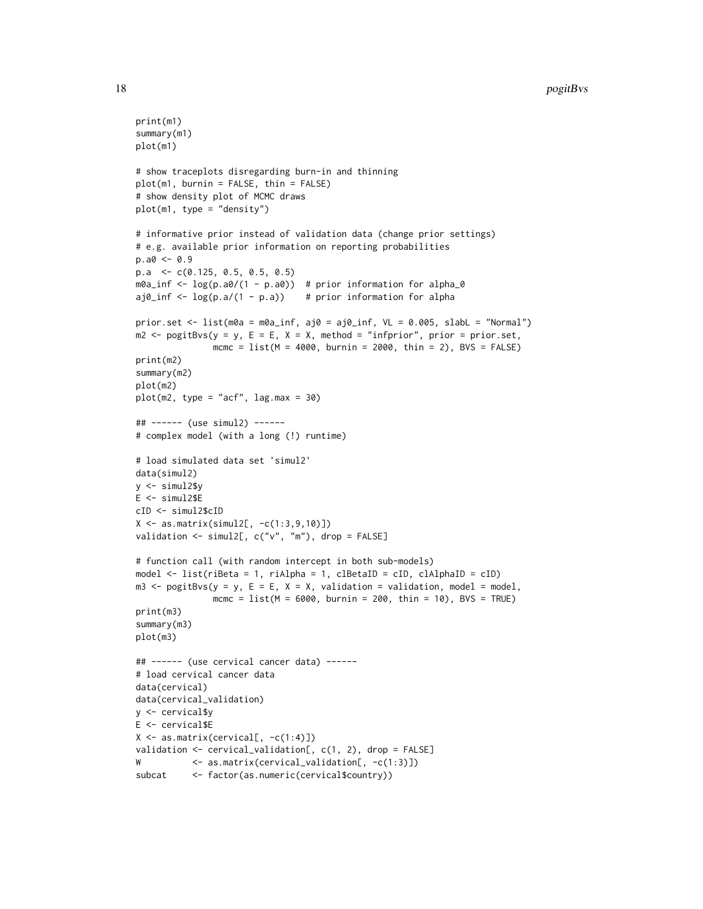```
print(m1)
summary(m1)
plot(m1)

# show traceplots disregarding burn-in and thinning
plot(m1, burnin = FALSE, thin = FALSE)
# show density plot of MCMC draws
plot(m1, type = "density")

# informative prior instead of validation data (change prior settings)
# e.g. available prior information on reporting probabilities
p.a0 <- 0.9
p.a  <- c(0.125, 0.5, 0.5, 0.5)
m0a_inf <- log(p.a0/(1 - p.a0))  # prior information for alpha_0
aj0_inf <- log(p.a/(1 - p.a))    # prior information for alpha

prior.set <- list(m0a = m0a_inf, aj0 = aj0_inf, VL = 0.005, slabL = "Normal")
m2 <- pogitBvs(y = y, E = E, X = X, method = "infprior", prior = prior.set,
               mcmc = list(M = 4000, burnin = 2000, thin = 2), BVS = FALSE)
print(m2)
summary(m2)
plot(m2)
plot(m2, type = "acf", lag.max = 30)

## ------ (use simul2) ------
# complex model (with a long (!) runtime)

# load simulated data set 'simul2'
data(simul2)
y <- simul2$y
E <- simul2$E
cID <- simul2$cID
X <- as.matrix(simul2[, -c(1:3,9,10)])
validation <- simul2[, c("v", "m"), drop = FALSE]

# function call (with random intercept in both sub-models)
model <- list(riBeta = 1, riAlpha = 1, clBetaID = cID, clAlphaID = cID)
m3 <- pogitBvs(y = y, E = E, X = X, validation = validation, model = model,
               mcmc = list(M = 6000, burnin = 200, thin = 10), BVS = TRUE)
print(m3)
summary(m3)
plot(m3)

## ------ (use cervical cancer data) ------
# load cervical cancer data
data(cervical)
data(cervical_validation)
y <- cervical$y
E <- cervical$E
X <- as.matrix(cervical[, -c(1:4)])
validation <- cervical_validation[, c(1, 2), drop = FALSE]
W          <- as.matrix(cervical_validation[, -c(1:3)])
subcat     <- factor(as.numeric(cervical$country))
```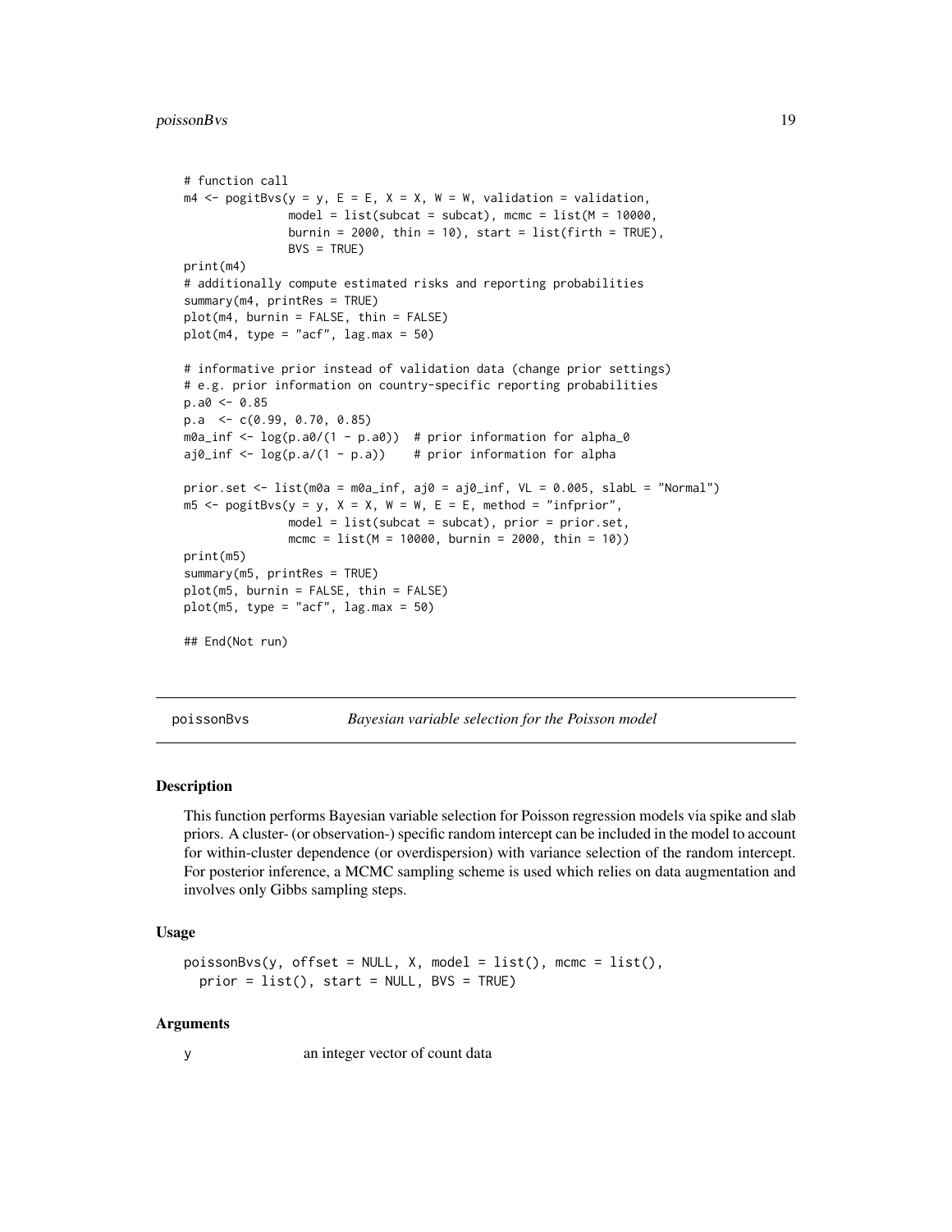```
# function call
m4 <- pogitBvs(y = y, E = E, X = X, W = W, validation = validation,
               model = list(subcat = subcat), mcmc = list(M = 10000,
               burnin = 2000, thin = 10), start = list(firth = TRUE),
               BVS = TRUE)
print(m4)
# additionally compute estimated risks and reporting probabilities
summary(m4, printRes = TRUE)
plot(m4, burnin = FALSE, thin = FALSE)
plot(m4, type = "acf", lag.max = 50)

# informative prior instead of validation data (change prior settings)
# e.g. prior information on country-specific reporting probabilities
p.a0 <- 0.85
p.a  <- c(0.99, 0.70, 0.85)
m0a_inf <- log(p.a0/(1 - p.a0))  # prior information for alpha_0
aj0_inf <- log(p.a/(1 - p.a))    # prior information for alpha

prior.set <- list(m0a = m0a_inf, aj0 = aj0_inf, VL = 0.005, slabL = "Normal")
m5 <- pogitBvs(y = y, X = X, W = W, E = E, method = "infprior",
               model = list(subcat = subcat), prior = prior.set,
               mcmc = list(M = 10000, burnin = 2000, thin = 10))
print(m5)
summary(m5, printRes = TRUE)
plot(m5, burnin = FALSE, thin = FALSE)
plot(m5, type = "acf", lag.max = 50)

## End(Not run)
```

---

## poissonBvs — *Bayesian variable selection for the Poisson model*

### Description

This function performs Bayesian variable selection for Poisson regression models via spike and slab priors. A cluster- (or observation-) specific random intercept can be included in the model to account for within-cluster dependence (or overdispersion) with variance selection of the random intercept. For posterior inference, a MCMC sampling scheme is used which relies on data augmentation and involves only Gibbs sampling steps.

### Usage

```
poissonBvs(y, offset = NULL, X, model = list(), mcmc = list(),
  prior = list(), start = NULL, BVS = TRUE)
```

### Arguments

`y` an integer vector of count data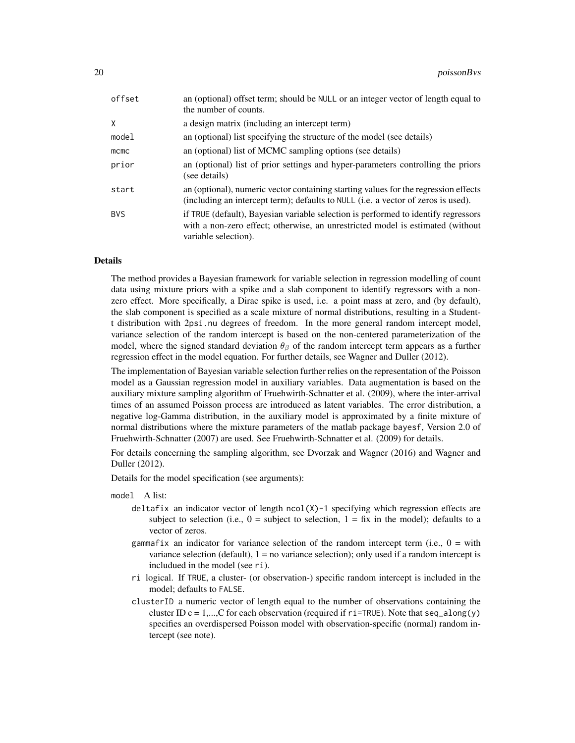| | |
|---|---|
| offset | an (optional) offset term; should be NULL or an integer vector of length equal to the number of counts. |
| X | a design matrix (including an intercept term) |
| model | an (optional) list specifying the structure of the model (see details) |
| mcmc | an (optional) list of MCMC sampling options (see details) |
| prior | an (optional) list of prior settings and hyper-parameters controlling the priors (see details) |
| start | an (optional), numeric vector containing starting values for the regression effects (including an intercept term); defaults to NULL (i.e. a vector of zeros is used). |
| BVS | if TRUE (default), Bayesian variable selection is performed to identify regressors with a non-zero effect; otherwise, an unrestricted model is estimated (without variable selection). |

## Details

The method provides a Bayesian framework for variable selection in regression modelling of count data using mixture priors with a spike and a slab component to identify regressors with a non-zero effect. More specifically, a Dirac spike is used, i.e. a point mass at zero, and (by default), the slab component is specified as a scale mixture of normal distributions, resulting in a Student-t distribution with 2psi.nu degrees of freedom. In the more general random intercept model, variance selection of the random intercept is based on the non-centered parameterization of the model, where the signed standard deviation $\theta_\beta$ of the random intercept term appears as a further regression effect in the model equation. For further details, see Wagner and Duller (2012).

The implementation of Bayesian variable selection further relies on the representation of the Poisson model as a Gaussian regression model in auxiliary variables. Data augmentation is based on the auxiliary mixture sampling algorithm of Fruehwirth-Schnatter et al. (2009), where the inter-arrival times of an assumed Poisson process are introduced as latent variables. The error distribution, a negative log-Gamma distribution, in the auxiliary model is approximated by a finite mixture of normal distributions where the mixture parameters of the matlab package bayesf, Version 2.0 of Fruehwirth-Schnatter (2007) are used. See Fruehwirth-Schnatter et al. (2009) for details.

For details concerning the sampling algorithm, see Dvorzak and Wagner (2016) and Wagner and Duller (2012).

Details for the model specification (see arguments):

model A list:

- deltafix an indicator vector of length ncol(X)-1 specifying which regression effects are subject to selection (i.e., 0 = subject to selection, 1 = fix in the model); defaults to a vector of zeros.
- gammafix an indicator for variance selection of the random intercept term (i.e., 0 = with variance selection (default), 1 = no variance selection); only used if a random intercept is includued in the model (see ri).
- ri logical. If TRUE, a cluster- (or observation-) specific random intercept is included in the model; defaults to FALSE.
- clusterID a numeric vector of length equal to the number of observations containing the cluster ID c = 1,...,C for each observation (required if ri=TRUE). Note that seq_along(y) specifies an overdispersed Poisson model with observation-specific (normal) random intercept (see note).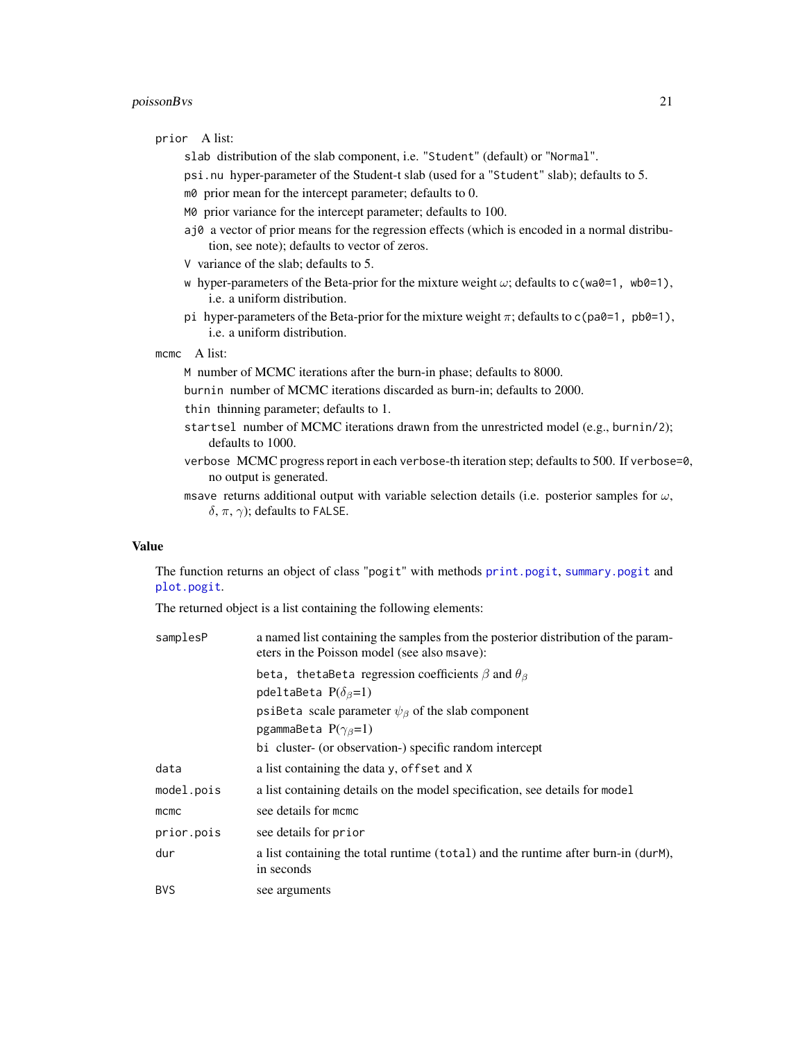prior A list:

- `slab` distribution of the slab component, i.e. "Student" (default) or "Normal".
- `psi.nu` hyper-parameter of the Student-t slab (used for a "Student" slab); defaults to 5.
- `m0` prior mean for the intercept parameter; defaults to 0.
- `M0` prior variance for the intercept parameter; defaults to 100.
- `aj0` a vector of prior means for the regression effects (which is encoded in a normal distribution, see note); defaults to vector of zeros.
- `V` variance of the slab; defaults to 5.
- `w` hyper-parameters of the Beta-prior for the mixture weight $\omega$; defaults to `c(wa0=1, wb0=1)`, i.e. a uniform distribution.
- `pi` hyper-parameters of the Beta-prior for the mixture weight $\pi$; defaults to `c(pa0=1, pb0=1)`, i.e. a uniform distribution.

mcmc A list:

- `M` number of MCMC iterations after the burn-in phase; defaults to 8000.
- `burnin` number of MCMC iterations discarded as burn-in; defaults to 2000.
- `thin` thinning parameter; defaults to 1.
- `startsel` number of MCMC iterations drawn from the unrestricted model (e.g., `burnin/2`); defaults to 1000.
- `verbose` MCMC progress report in each `verbose`-th iteration step; defaults to 500. If `verbose=0`, no output is generated.
- `msave` returns additional output with variable selection details (i.e. posterior samples for $\omega$, $\delta$, $\pi$, $\gamma$); defaults to `FALSE`.

## Value

The function returns an object of class "pogit" with methods `print.pogit`, `summary.pogit` and `plot.pogit`.

The returned object is a list containing the following elements:

| | |
|---|---|
| `samplesP` | a named list containing the samples from the posterior distribution of the parameters in the Poisson model (see also `msave`):<br>`beta, thetaBeta` regression coefficients $\beta$ and $\theta_\beta$<br>`pdeltaBeta` P($\delta_\beta$=1)<br>`psiBeta` scale parameter $\psi_\beta$ of the slab component<br>`pgammaBeta` P($\gamma_\beta$=1)<br>`bi` cluster- (or observation-) specific random intercept |
| `data` | a list containing the data `y`, `offset` and `X` |
| `model.pois` | a list containing details on the model specification, see details for `model` |
| `mcmc` | see details for `mcmc` |
| `prior.pois` | see details for `prior` |
| `dur` | a list containing the total runtime (`total`) and the runtime after burn-in (`durM`), in seconds |
| `BVS` | see arguments |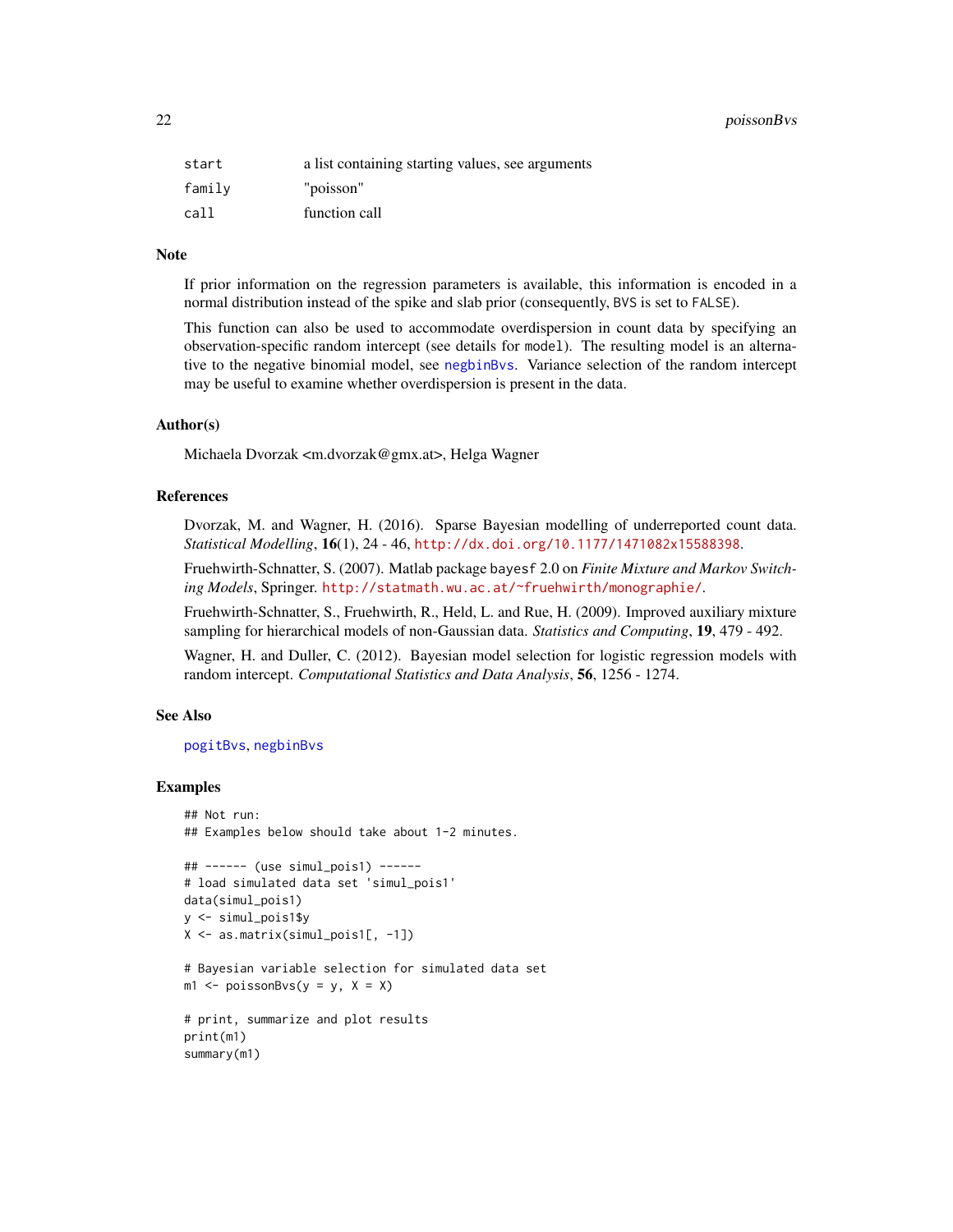| | |
|---|---|
| start | a list containing starting values, see arguments |
| family | "poisson" |
| call | function call |

## Note

If prior information on the regression parameters is available, this information is encoded in a normal distribution instead of the spike and slab prior (consequently, BVS is set to FALSE).

This function can also be used to accommodate overdispersion in count data by specifying an observation-specific random intercept (see details for model). The resulting model is an alternative to the negative binomial model, see negbinBvs. Variance selection of the random intercept may be useful to examine whether overdispersion is present in the data.

## Author(s)

Michaela Dvorzak <m.dvorzak@gmx.at>, Helga Wagner

## References

Dvorzak, M. and Wagner, H. (2016). Sparse Bayesian modelling of underreported count data. *Statistical Modelling*, **16**(1), 24 - 46, http://dx.doi.org/10.1177/1471082x15588398.

Fruehwirth-Schnatter, S. (2007). Matlab package bayesf 2.0 on *Finite Mixture and Markov Switching Models*, Springer. http://statmath.wu.ac.at/~fruehwirth/monographie/.

Fruehwirth-Schnatter, S., Fruehwirth, R., Held, L. and Rue, H. (2009). Improved auxiliary mixture sampling for hierarchical models of non-Gaussian data. *Statistics and Computing*, **19**, 479 - 492.

Wagner, H. and Duller, C. (2012). Bayesian model selection for logistic regression models with random intercept. *Computational Statistics and Data Analysis*, **56**, 1256 - 1274.

## See Also

pogitBvs, negbinBvs

## Examples

```
## Not run:
## Examples below should take about 1-2 minutes.

## ------ (use simul_pois1) ------
# load simulated data set 'simul_pois1'
data(simul_pois1)
y <- simul_pois1$y
X <- as.matrix(simul_pois1[, -1])

# Bayesian variable selection for simulated data set
m1 <- poissonBvs(y = y, X = X)

# print, summarize and plot results
print(m1)
summary(m1)
```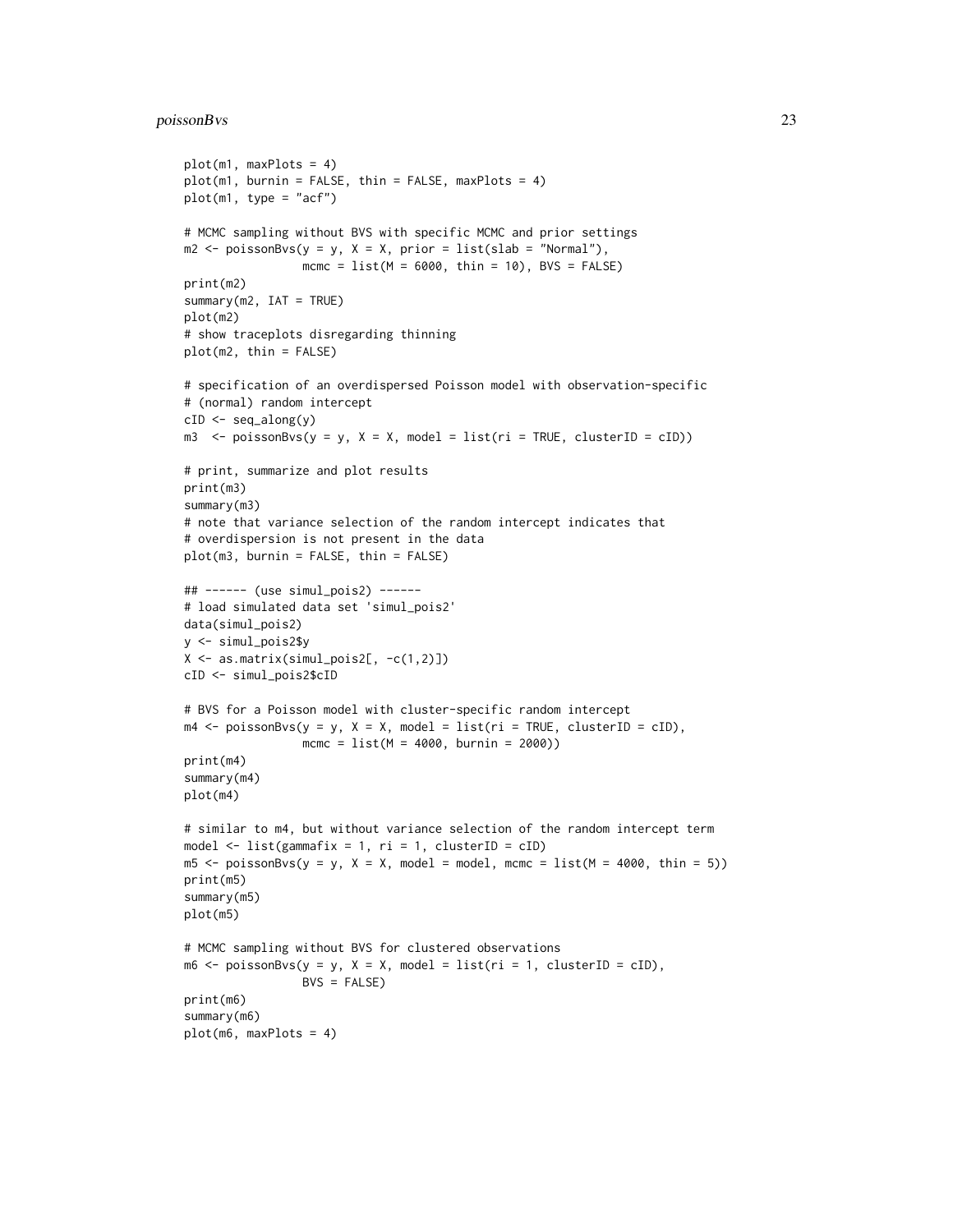```
plot(m1, maxPlots = 4)
plot(m1, burnin = FALSE, thin = FALSE, maxPlots = 4)
plot(m1, type = "acf")

# MCMC sampling without BVS with specific MCMC and prior settings
m2 <- poissonBvs(y = y, X = X, prior = list(slab = "Normal"),
                 mcmc = list(M = 6000, thin = 10), BVS = FALSE)
print(m2)
summary(m2, IAT = TRUE)
plot(m2)
# show traceplots disregarding thinning
plot(m2, thin = FALSE)

# specification of an overdispersed Poisson model with observation-specific
# (normal) random intercept
cID <- seq_along(y)
m3  <- poissonBvs(y = y, X = X, model = list(ri = TRUE, clusterID = cID))

# print, summarize and plot results
print(m3)
summary(m3)
# note that variance selection of the random intercept indicates that
# overdispersion is not present in the data
plot(m3, burnin = FALSE, thin = FALSE)

## ------ (use simul_pois2) ------
# load simulated data set 'simul_pois2'
data(simul_pois2)
y <- simul_pois2$y
X <- as.matrix(simul_pois2[, -c(1,2)])
cID <- simul_pois2$cID

# BVS for a Poisson model with cluster-specific random intercept
m4 <- poissonBvs(y = y, X = X, model = list(ri = TRUE, clusterID = cID),
                 mcmc = list(M = 4000, burnin = 2000))
print(m4)
summary(m4)
plot(m4)

# similar to m4, but without variance selection of the random intercept term
model <- list(gammafix = 1, ri = 1, clusterID = cID)
m5 <- poissonBvs(y = y, X = X, model = model, mcmc = list(M = 4000, thin = 5))
print(m5)
summary(m5)
plot(m5)

# MCMC sampling without BVS for clustered observations
m6 <- poissonBvs(y = y, X = X, model = list(ri = 1, clusterID = cID),
                 BVS = FALSE)
print(m6)
summary(m6)
plot(m6, maxPlots = 4)
```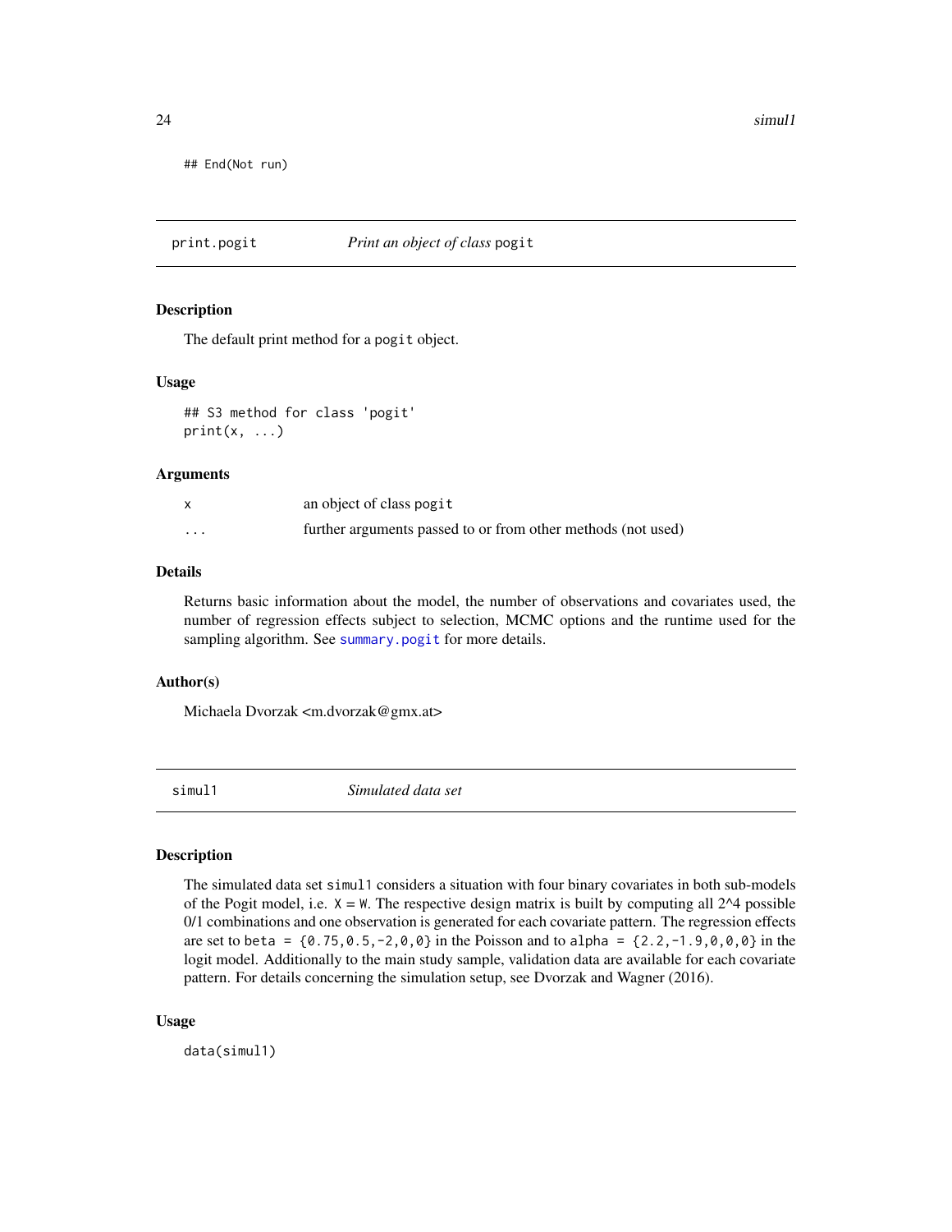```
## End(Not run)
```

## print.pogit — *Print an object of class* pogit

### Description

The default print method for a pogit object.

### Usage

```
## S3 method for class 'pogit'
print(x, ...)
```

### Arguments

| | |
|---|---|
| x | an object of class pogit |
| ... | further arguments passed to or from other methods (not used) |

### Details

Returns basic information about the model, the number of observations and covariates used, the number of regression effects subject to selection, MCMC options and the runtime used for the sampling algorithm. See summary.pogit for more details.

### Author(s)

Michaela Dvorzak <m.dvorzak@gmx.at>

## simul1 — *Simulated data set*

### Description

The simulated data set simul1 considers a situation with four binary covariates in both sub-models of the Pogit model, i.e. X = W. The respective design matrix is built by computing all 2^4 possible 0/1 combinations and one observation is generated for each covariate pattern. The regression effects are set to beta = {0.75,0.5,-2,0,0} in the Poisson and to alpha = {2.2,-1.9,0,0,0} in the logit model. Additionally to the main study sample, validation data are available for each covariate pattern. For details concerning the simulation setup, see Dvorzak and Wagner (2016).

### Usage

```
data(simul1)
```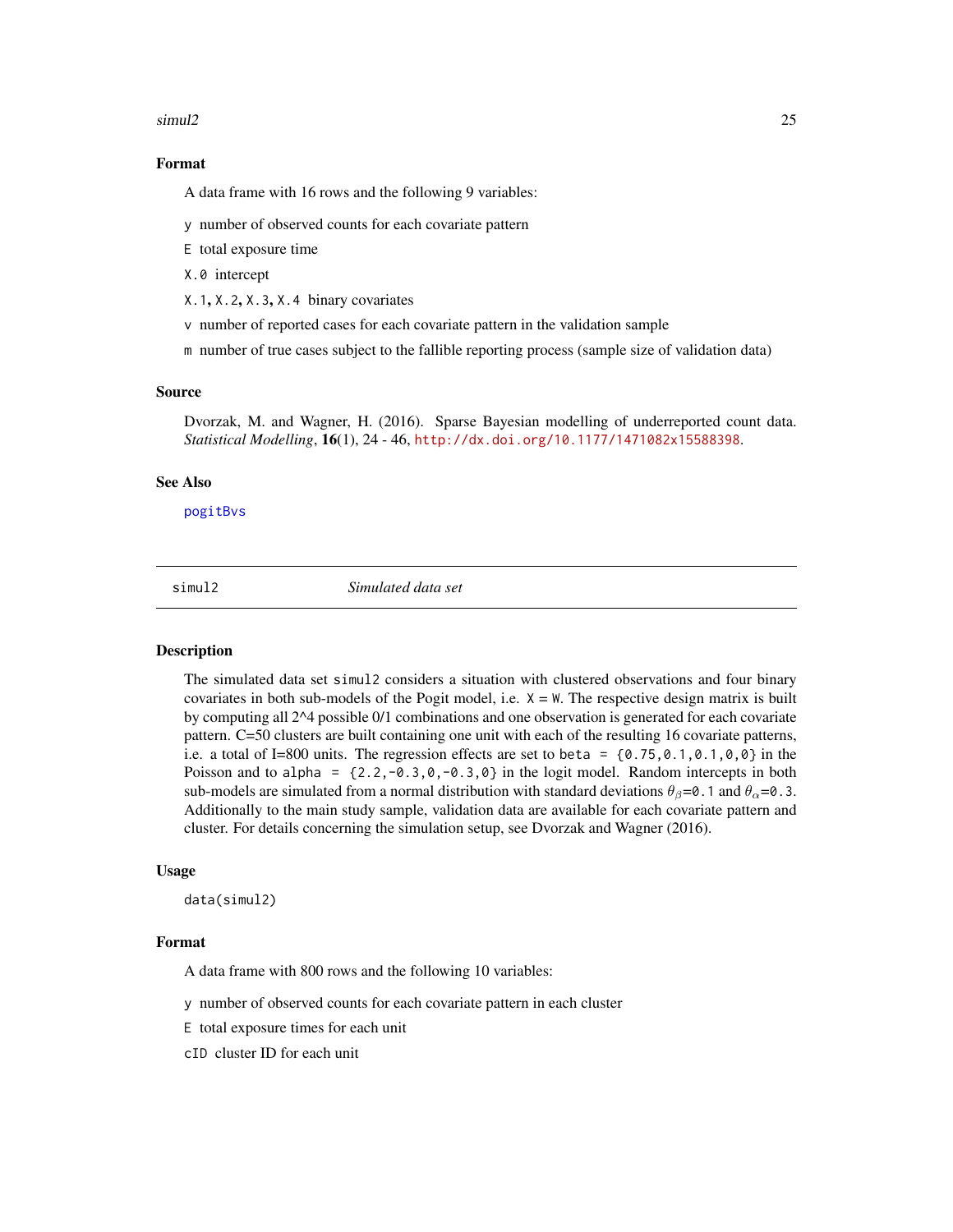## Format

A data frame with 16 rows and the following 9 variables:

- `y` number of observed counts for each covariate pattern
- `E` total exposure time
- `X.0` intercept
- `X.1`, `X.2`, `X.3`, `X.4` binary covariates
- `v` number of reported cases for each covariate pattern in the validation sample
- `m` number of true cases subject to the fallible reporting process (sample size of validation data)

## Source

Dvorzak, M. and Wagner, H. (2016). Sparse Bayesian modelling of underreported count data. *Statistical Modelling*, **16**(1), 24 - 46, http://dx.doi.org/10.1177/1471082x15588398.

## See Also

pogitBvs

---

`simul2` *Simulated data set*

---

## Description

The simulated data set `simul2` considers a situation with clustered observations and four binary covariates in both sub-models of the Pogit model, i.e. `X = W`. The respective design matrix is built by computing all 2^4 possible 0/1 combinations and one observation is generated for each covariate pattern. C=50 clusters are built containing one unit with each of the resulting 16 covariate patterns, i.e. a total of I=800 units. The regression effects are set to `beta = {0.75,0.1,0.1,0,0}` in the Poisson and to `alpha = {2.2,-0.3,0,-0.3,0}` in the logit model. Random intercepts in both sub-models are simulated from a normal distribution with standard deviations $\theta_\beta$=`0.1` and $\theta_\alpha$=`0.3`. Additionally to the main study sample, validation data are available for each covariate pattern and cluster. For details concerning the simulation setup, see Dvorzak and Wagner (2016).

## Usage

```
data(simul2)
```

## Format

A data frame with 800 rows and the following 10 variables:

- `y` number of observed counts for each covariate pattern in each cluster
- `E` total exposure times for each unit
- `cID` cluster ID for each unit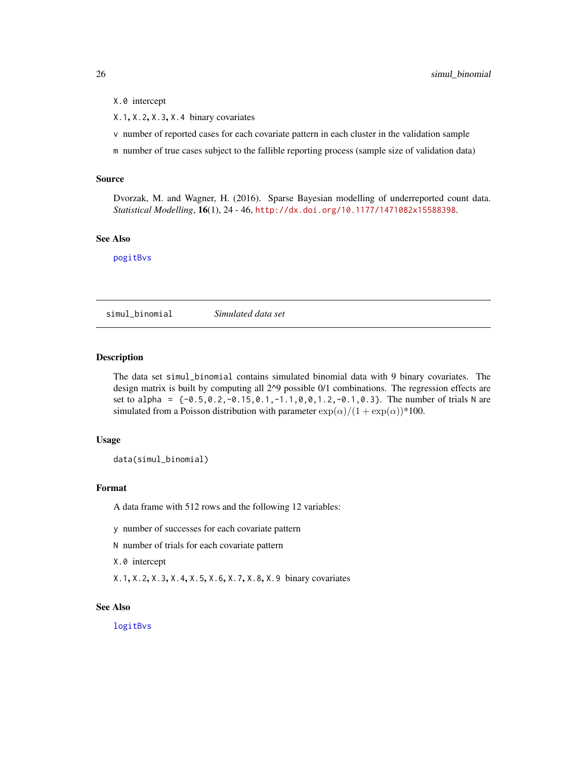X.0 intercept

X.1, X.2, X.3, X.4 binary covariates

v number of reported cases for each covariate pattern in each cluster in the validation sample

m number of true cases subject to the fallible reporting process (sample size of validation data)

### Source

Dvorzak, M. and Wagner, H. (2016). Sparse Bayesian modelling of underreported count data. *Statistical Modelling*, **16**(1), 24 - 46, http://dx.doi.org/10.1177/1471082x15588398.

### See Also

pogitBvs

---

## simul_binomial *Simulated data set*

### Description

The data set simul_binomial contains simulated binomial data with 9 binary covariates. The design matrix is built by computing all 2^9 possible 0/1 combinations. The regression effects are set to `alpha = {-0.5,0.2,-0.15,0.1,-1.1,0,0,1.2,-0.1,0.3}`. The number of trials N are simulated from a Poisson distribution with parameter $\exp(\alpha)/(1+\exp(\alpha))$*100.

### Usage

```
data(simul_binomial)
```

### Format

A data frame with 512 rows and the following 12 variables:

y number of successes for each covariate pattern

N number of trials for each covariate pattern

X.0 intercept

X.1, X.2, X.3, X.4, X.5, X.6, X.7, X.8, X.9 binary covariates

### See Also

logitBvs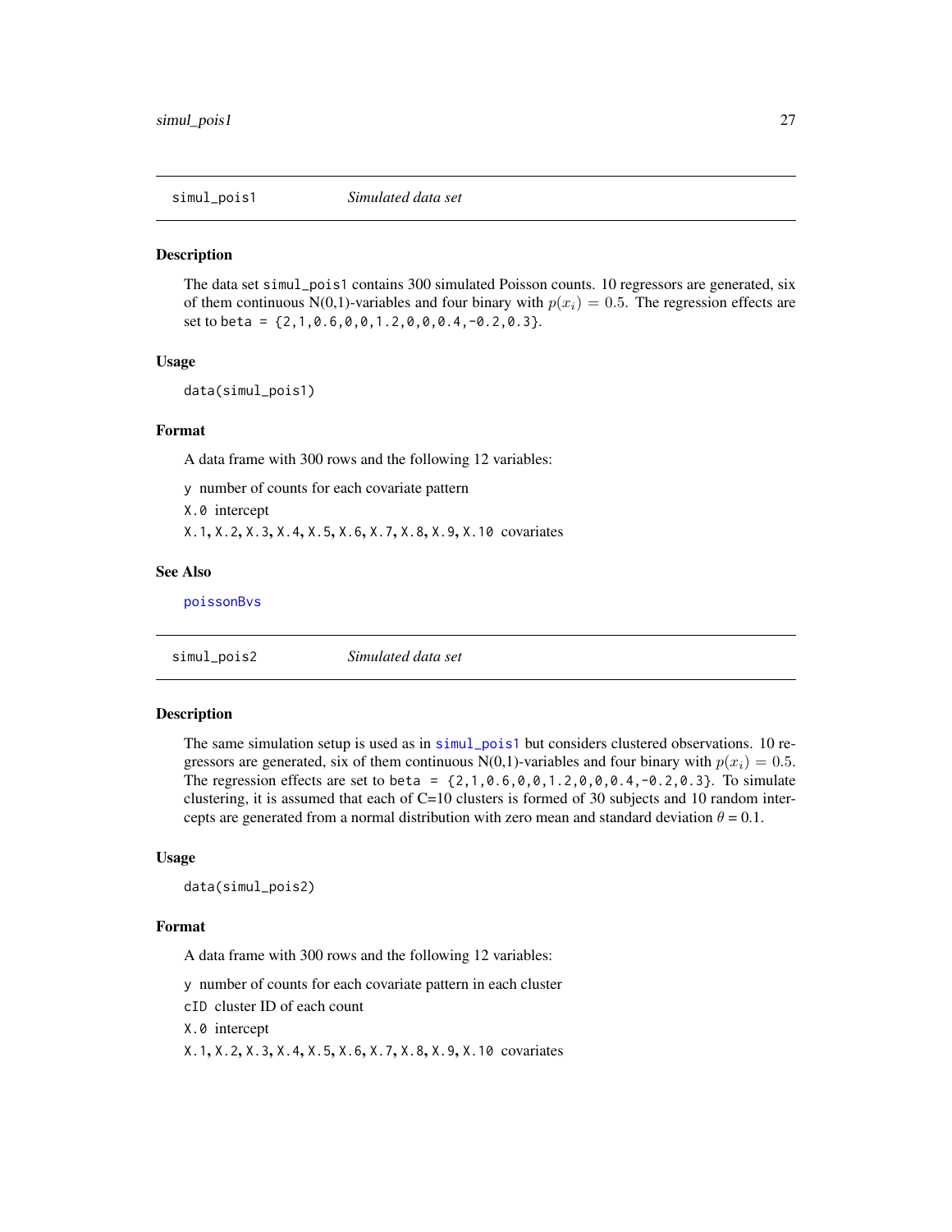## simul_pois1 — *Simulated data set*

### Description

The data set `simul_pois1` contains 300 simulated Poisson counts. 10 regressors are generated, six of them continuous N(0,1)-variables and four binary with $p(x_i) = 0.5$. The regression effects are set to `beta = {2,1,0.6,0,0,1.2,0,0,0.4,-0.2,0.3}`.

### Usage

```
data(simul_pois1)
```

### Format

A data frame with 300 rows and the following 12 variables:

`y` number of counts for each covariate pattern

`X.0` intercept

`X.1`, `X.2`, `X.3`, `X.4`, `X.5`, `X.6`, `X.7`, `X.8`, `X.9`, `X.10` covariates

### See Also

`poissonBvs`

## simul_pois2 — *Simulated data set*

### Description

The same simulation setup is used as in `simul_pois1` but considers clustered observations. 10 regressors are generated, six of them continuous N(0,1)-variables and four binary with $p(x_i) = 0.5$. The regression effects are set to `beta = {2,1,0.6,0,0,1.2,0,0,0.4,-0.2,0.3}`. To simulate clustering, it is assumed that each of C=10 clusters is formed of 30 subjects and 10 random intercepts are generated from a normal distribution with zero mean and standard deviation $\theta = 0.1$.

### Usage

```
data(simul_pois2)
```

### Format

A data frame with 300 rows and the following 12 variables:

`y` number of counts for each covariate pattern in each cluster

`cID` cluster ID of each count

`X.0` intercept

`X.1`, `X.2`, `X.3`, `X.4`, `X.5`, `X.6`, `X.7`, `X.8`, `X.9`, `X.10` covariates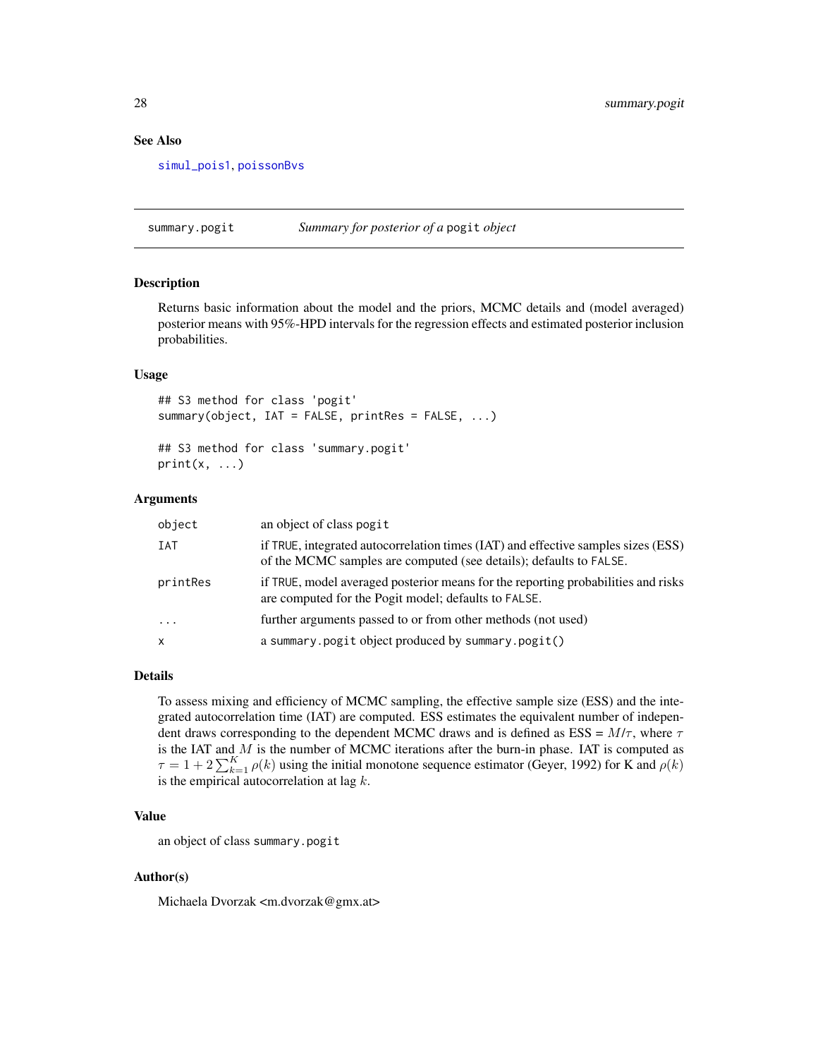## See Also

simul_pois1, poissonBvs

---

## summary.pogit *Summary for posterior of a* pogit *object*

### Description

Returns basic information about the model and the priors, MCMC details and (model averaged) posterior means with 95%-HPD intervals for the regression effects and estimated posterior inclusion probabilities.

### Usage

```
## S3 method for class 'pogit'
summary(object, IAT = FALSE, printRes = FALSE, ...)

## S3 method for class 'summary.pogit'
print(x, ...)
```

### Arguments

| | |
|---|---|
| object | an object of class pogit |
| IAT | if TRUE, integrated autocorrelation times (IAT) and effective samples sizes (ESS) of the MCMC samples are computed (see details); defaults to FALSE. |
| printRes | if TRUE, model averaged posterior means for the reporting probabilities and risks are computed for the Pogit model; defaults to FALSE. |
| ... | further arguments passed to or from other methods (not used) |
| x | a summary.pogit object produced by summary.pogit() |

### Details

To assess mixing and efficiency of MCMC sampling, the effective sample size (ESS) and the integrated autocorrelation time (IAT) are computed. ESS estimates the equivalent number of independent draws corresponding to the dependent MCMC draws and is defined as ESS = $M/\tau$, where $\tau$ is the IAT and $M$ is the number of MCMC iterations after the burn-in phase. IAT is computed as $\tau = 1 + 2\sum_{k=1}^{K}\rho(k)$ using the initial monotone sequence estimator (Geyer, 1992) for K and $\rho(k)$ is the empirical autocorrelation at lag $k$.

### Value

an object of class summary.pogit

### Author(s)

Michaela Dvorzak <m.dvorzak@gmx.at>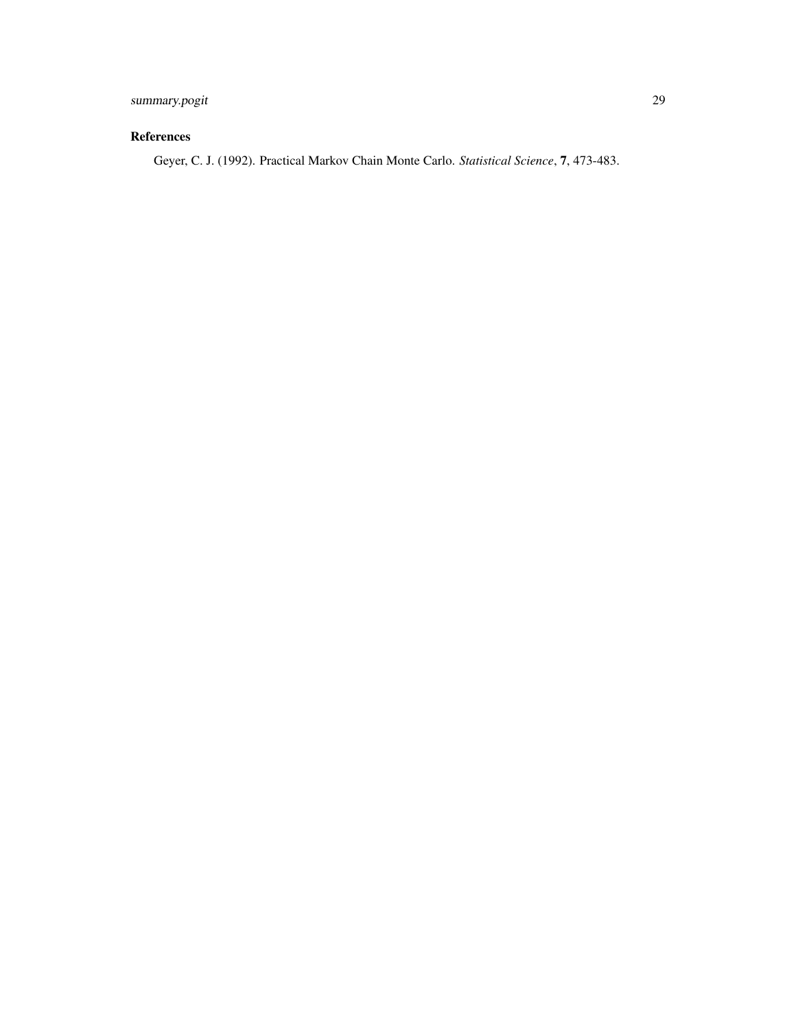### References

Geyer, C. J. (1992). Practical Markov Chain Monte Carlo. *Statistical Science*, **7**, 473-483.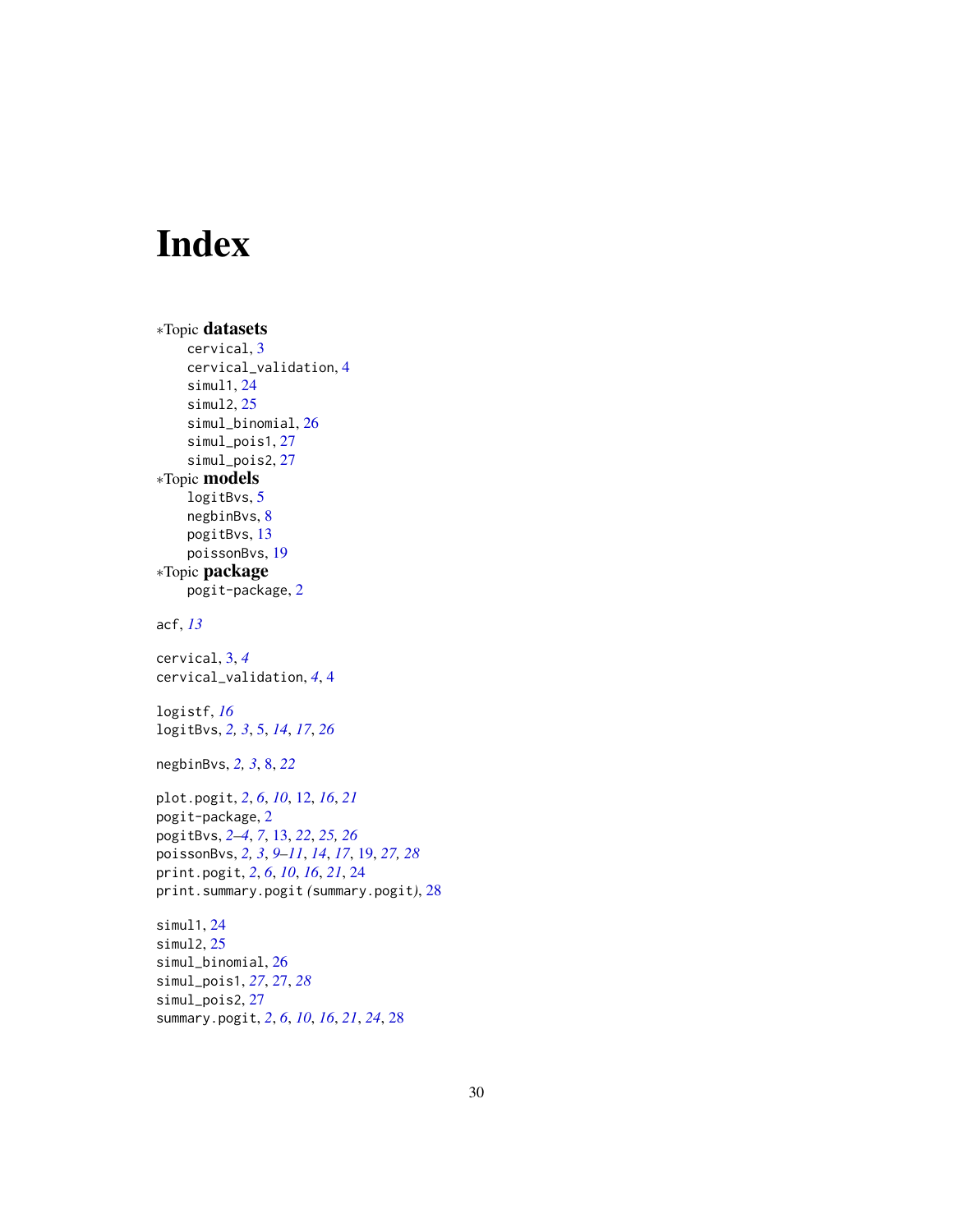# Index

*Topic **datasets**
  cervical, 3
  cervical_validation, 4
  simul1, 24
  simul2, 25
  simul_binomial, 26
  simul_pois1, 27
  simul_pois2, 27

*Topic **models**
  logitBvs, 5
  negbinBvs, 8
  pogitBvs, 13
  poissonBvs, 19

*Topic **package**
  pogit-package, 2

acf, *13*

cervical, 3, *4*
cervical_validation, *4*, 4

logistf, *16*
logitBvs, *2, 3*, 5, *14*, *17*, *26*

negbinBvs, *2, 3*, 8, *22*

plot.pogit, *2*, *6*, *10*, 12, *16*, *21*
pogit-package, 2
pogitBvs, *2–4*, *7*, 13, *22*, *25, 26*
poissonBvs, *2, 3*, *9–11*, *14*, *17*, 19, *27, 28*
print.pogit, *2*, *6*, *10*, *16*, *21*, 24
print.summary.pogit *(*summary.pogit*)*, 28

simul1, 24
simul2, 25
simul_binomial, 26
simul_pois1, *27*, 27, *28*
simul_pois2, 27
summary.pogit, *2*, *6*, *10*, *16*, *21*, *24*, 28